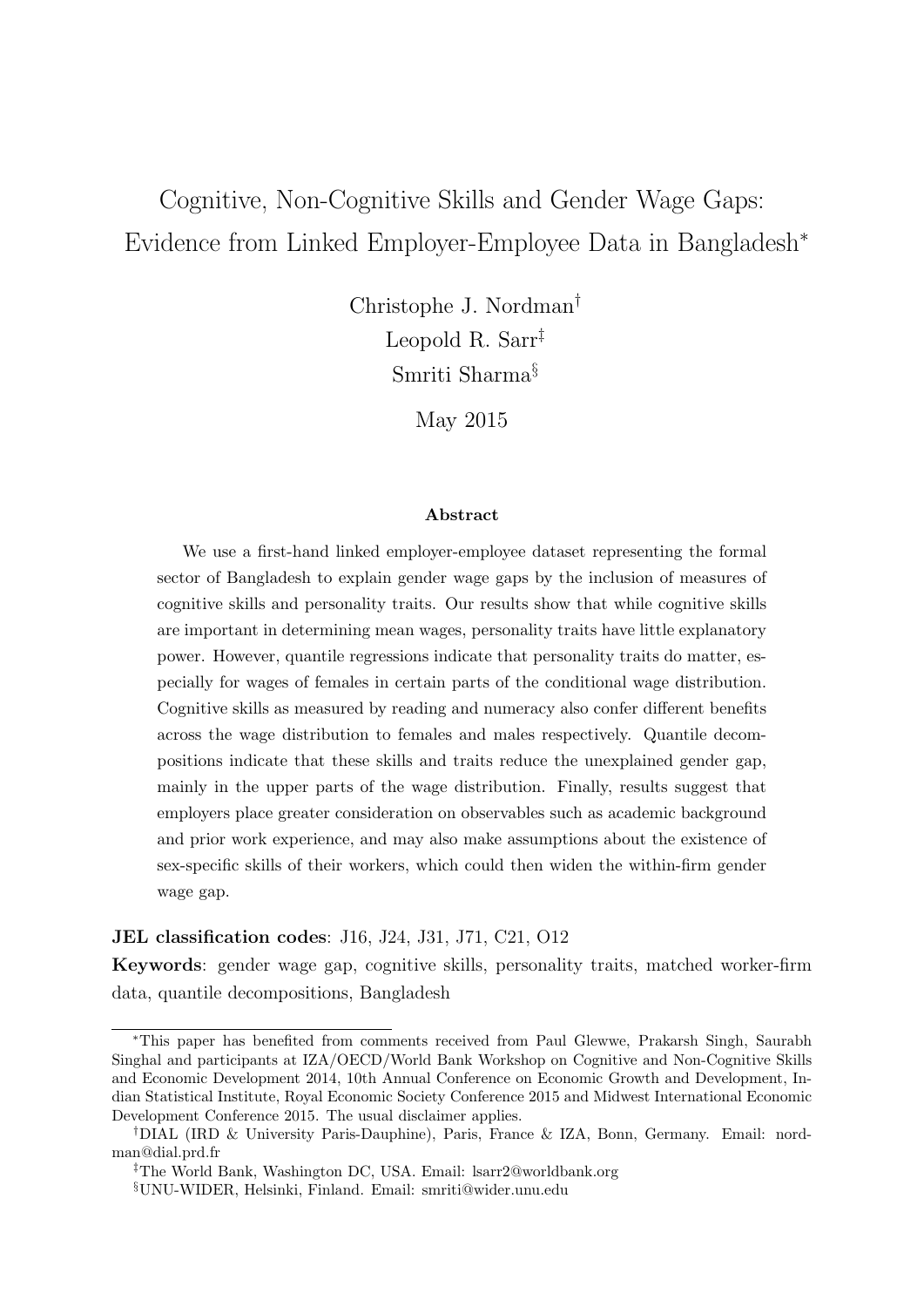# Cognitive, Non-Cognitive Skills and Gender Wage Gaps: Evidence from Linked Employer-Employee Data in Bangladesh[*]

Christophe J. Nordman[†]

Leopold R. Sarr[‡]

Smriti Sharma[§]

May 2015

### Abstract

We use a first-hand linked employer-employee dataset representing the formal sector of Bangladesh to explain gender wage gaps by the inclusion of measures of cognitive skills and personality traits. Our results show that while cognitive skills are important in determining mean wages, personality traits have little explanatory power. However, quantile regressions indicate that personality traits do matter, especially for wages of females in certain parts of the conditional wage distribution. Cognitive skills as measured by reading and numeracy also confer different benefits across the wage distribution to females and males respectively. Quantile decompositions indicate that these skills and traits reduce the unexplained gender gap, mainly in the upper parts of the wage distribution. Finally, results suggest that employers place greater consideration on observables such as academic background and prior work experience, and may also make assumptions about the existence of sex-specific skills of their workers, which could then widen the within-firm gender wage gap.

**JEL classification codes**: J16, J24, J31, J71, C21, O12

**Keywords**: gender wage gap, cognitive skills, personality traits, matched worker-firm data, quantile decompositions, Bangladesh

---

[*]This paper has benefited from comments received from Paul Glewwe, Prakarsh Singh, Saurabh Singhal and participants at IZA/OECD/World Bank Workshop on Cognitive and Non-Cognitive Skills and Economic Development 2014, 10th Annual Conference on Economic Growth and Development, Indian Statistical Institute, Royal Economic Society Conference 2015 and Midwest International Economic Development Conference 2015. The usual disclaimer applies.

[†]DIAL (IRD & University Paris-Dauphine), Paris, France & IZA, Bonn, Germany. Email: nordman@dial.prd.fr

[‡]The World Bank, Washington DC, USA. Email: lsarr2@worldbank.org

[§]UNU-WIDER, Helsinki, Finland. Email: smriti@wider.unu.edu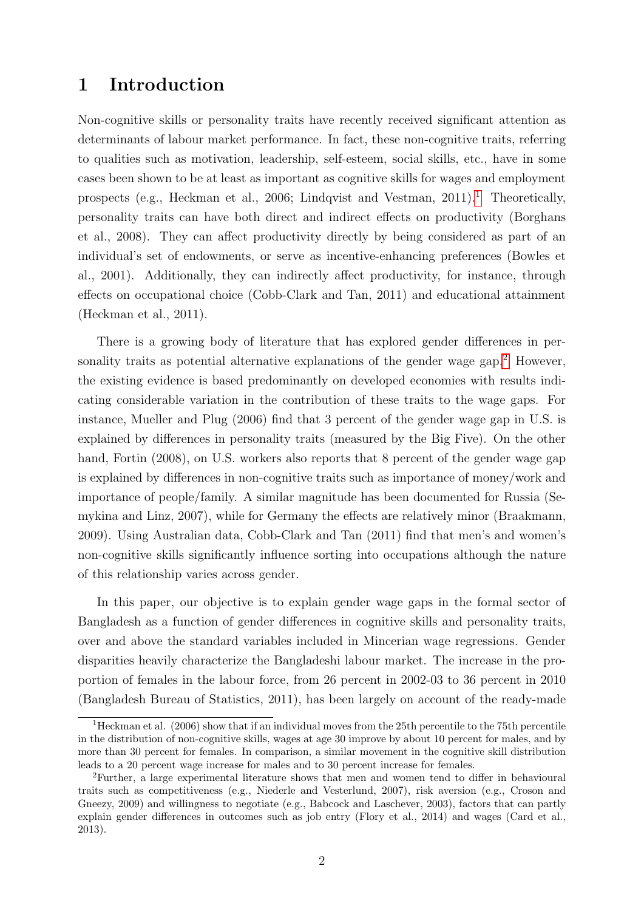# 1 Introduction

Non-cognitive skills or personality traits have recently received significant attention as determinants of labour market performance. In fact, these non-cognitive traits, referring to qualities such as motivation, leadership, self-esteem, social skills, etc., have in some cases been shown to be at least as important as cognitive skills for wages and employment prospects (e.g., Heckman et al., 2006; Lindqvist and Vestman, 2011).[1] Theoretically, personality traits can have both direct and indirect effects on productivity (Borghans et al., 2008). They can affect productivity directly by being considered as part of an individual's set of endowments, or serve as incentive-enhancing preferences (Bowles et al., 2001). Additionally, they can indirectly affect productivity, for instance, through effects on occupational choice (Cobb-Clark and Tan, 2011) and educational attainment (Heckman et al., 2011).

There is a growing body of literature that has explored gender differences in personality traits as potential alternative explanations of the gender wage gap.[2] However, the existing evidence is based predominantly on developed economies with results indicating considerable variation in the contribution of these traits to the wage gaps. For instance, Mueller and Plug (2006) find that 3 percent of the gender wage gap in U.S. is explained by differences in personality traits (measured by the Big Five). On the other hand, Fortin (2008), on U.S. workers also reports that 8 percent of the gender wage gap is explained by differences in non-cognitive traits such as importance of money/work and importance of people/family. A similar magnitude has been documented for Russia (Semykina and Linz, 2007), while for Germany the effects are relatively minor (Braakmann, 2009). Using Australian data, Cobb-Clark and Tan (2011) find that men's and women's non-cognitive skills significantly influence sorting into occupations although the nature of this relationship varies across gender.

In this paper, our objective is to explain gender wage gaps in the formal sector of Bangladesh as a function of gender differences in cognitive skills and personality traits, over and above the standard variables included in Mincerian wage regressions. Gender disparities heavily characterize the Bangladeshi labour market. The increase in the proportion of females in the labour force, from 26 percent in 2002-03 to 36 percent in 2010 (Bangladesh Bureau of Statistics, 2011), has been largely on account of the ready-made

[1] Heckman et al. (2006) show that if an individual moves from the 25th percentile to the 75th percentile in the distribution of non-cognitive skills, wages at age 30 improve by about 10 percent for males, and by more than 30 percent for females. In comparison, a similar movement in the cognitive skill distribution leads to a 20 percent wage increase for males and to 30 percent increase for females.

[2] Further, a large experimental literature shows that men and women tend to differ in behavioural traits such as competitiveness (e.g., Niederle and Vesterlund, 2007), risk aversion (e.g., Croson and Gneezy, 2009) and willingness to negotiate (e.g., Babcock and Laschever, 2003), factors that can partly explain gender differences in outcomes such as job entry (Flory et al., 2014) and wages (Card et al., 2013).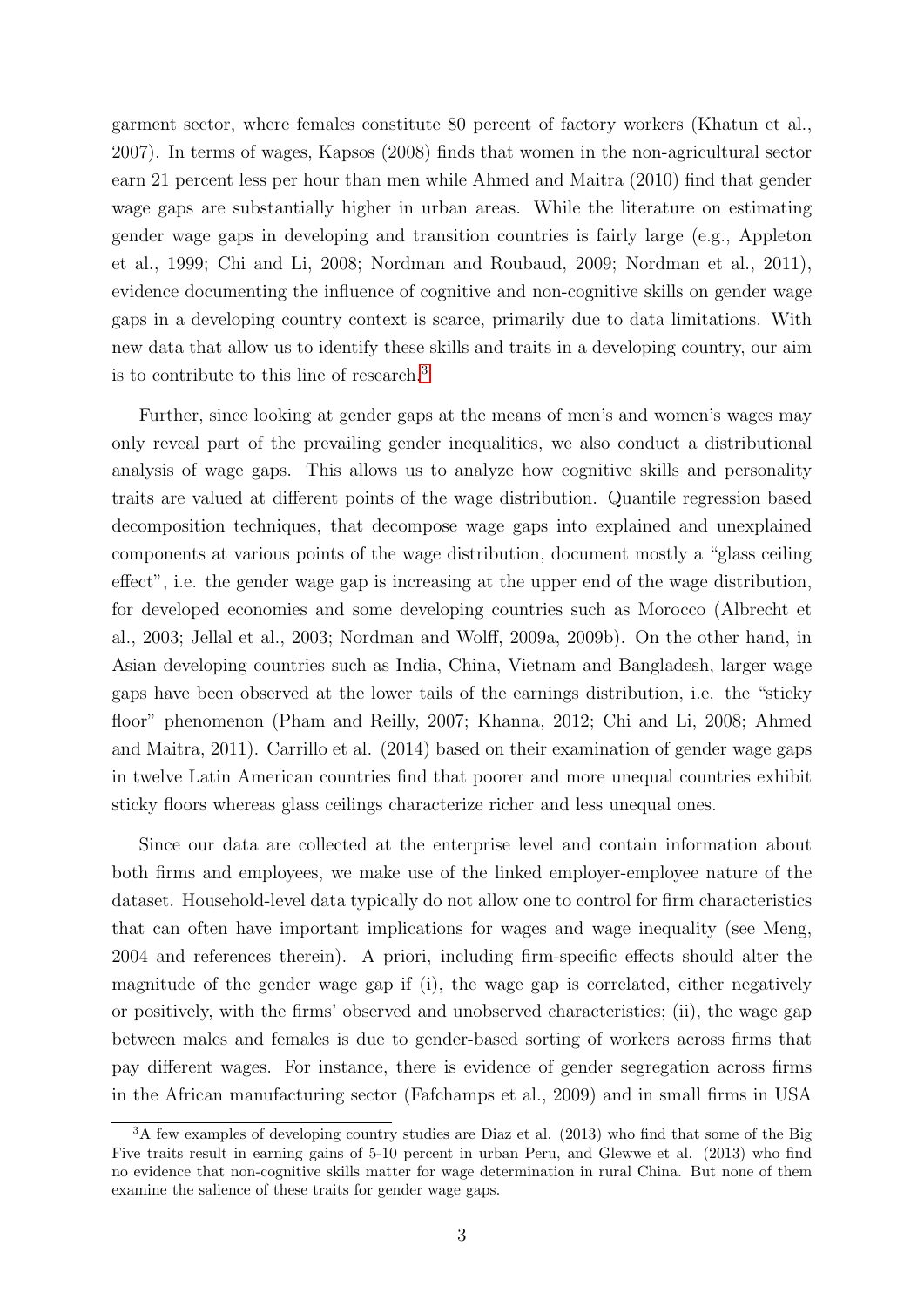garment sector, where females constitute 80 percent of factory workers (Khatun et al., 2007). In terms of wages, Kapsos (2008) finds that women in the non-agricultural sector earn 21 percent less per hour than men while Ahmed and Maitra (2010) find that gender wage gaps are substantially higher in urban areas. While the literature on estimating gender wage gaps in developing and transition countries is fairly large (e.g., Appleton et al., 1999; Chi and Li, 2008; Nordman and Roubaud, 2009; Nordman et al., 2011), evidence documenting the influence of cognitive and non-cognitive skills on gender wage gaps in a developing country context is scarce, primarily due to data limitations. With new data that allow us to identify these skills and traits in a developing country, our aim is to contribute to this line of research.[3]

Further, since looking at gender gaps at the means of men's and women's wages may only reveal part of the prevailing gender inequalities, we also conduct a distributional analysis of wage gaps. This allows us to analyze how cognitive skills and personality traits are valued at different points of the wage distribution. Quantile regression based decomposition techniques, that decompose wage gaps into explained and unexplained components at various points of the wage distribution, document mostly a "glass ceiling effect", i.e. the gender wage gap is increasing at the upper end of the wage distribution, for developed economies and some developing countries such as Morocco (Albrecht et al., 2003; Jellal et al., 2003; Nordman and Wolff, 2009a, 2009b). On the other hand, in Asian developing countries such as India, China, Vietnam and Bangladesh, larger wage gaps have been observed at the lower tails of the earnings distribution, i.e. the "sticky floor" phenomenon (Pham and Reilly, 2007; Khanna, 2012; Chi and Li, 2008; Ahmed and Maitra, 2011). Carrillo et al. (2014) based on their examination of gender wage gaps in twelve Latin American countries find that poorer and more unequal countries exhibit sticky floors whereas glass ceilings characterize richer and less unequal ones.

Since our data are collected at the enterprise level and contain information about both firms and employees, we make use of the linked employer-employee nature of the dataset. Household-level data typically do not allow one to control for firm characteristics that can often have important implications for wages and wage inequality (see Meng, 2004 and references therein). A priori, including firm-specific effects should alter the magnitude of the gender wage gap if (i), the wage gap is correlated, either negatively or positively, with the firms' observed and unobserved characteristics; (ii), the wage gap between males and females is due to gender-based sorting of workers across firms that pay different wages. For instance, there is evidence of gender segregation across firms in the African manufacturing sector (Fafchamps et al., 2009) and in small firms in USA

---

[3] A few examples of developing country studies are Diaz et al. (2013) who find that some of the Big Five traits result in earning gains of 5-10 percent in urban Peru, and Glewwe et al. (2013) who find no evidence that non-cognitive skills matter for wage determination in rural China. But none of them examine the salience of these traits for gender wage gaps.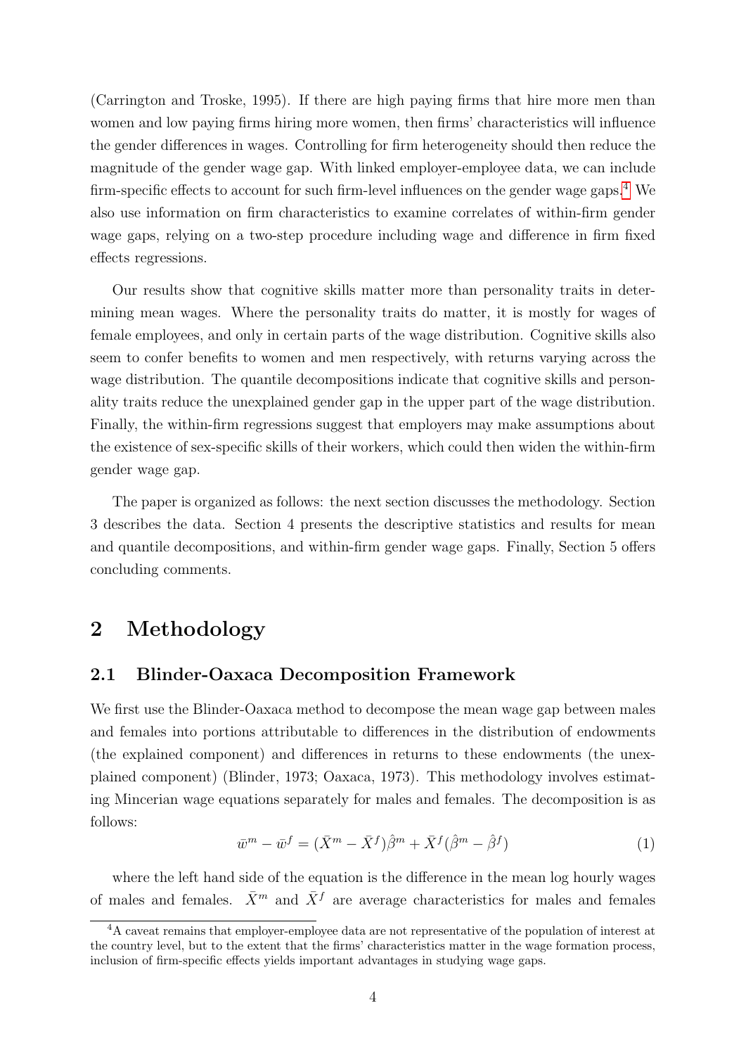(Carrington and Troske, 1995). If there are high paying firms that hire more men than women and low paying firms hiring more women, then firms' characteristics will influence the gender differences in wages. Controlling for firm heterogeneity should then reduce the magnitude of the gender wage gap. With linked employer-employee data, we can include firm-specific effects to account for such firm-level influences on the gender wage gaps.[4] We also use information on firm characteristics to examine correlates of within-firm gender wage gaps, relying on a two-step procedure including wage and difference in firm fixed effects regressions.

Our results show that cognitive skills matter more than personality traits in determining mean wages. Where the personality traits do matter, it is mostly for wages of female employees, and only in certain parts of the wage distribution. Cognitive skills also seem to confer benefits to women and men respectively, with returns varying across the wage distribution. The quantile decompositions indicate that cognitive skills and personality traits reduce the unexplained gender gap in the upper part of the wage distribution. Finally, the within-firm regressions suggest that employers may make assumptions about the existence of sex-specific skills of their workers, which could then widen the within-firm gender wage gap.

The paper is organized as follows: the next section discusses the methodology. Section 3 describes the data. Section 4 presents the descriptive statistics and results for mean and quantile decompositions, and within-firm gender wage gaps. Finally, Section 5 offers concluding comments.

## 2 Methodology

### 2.1 Blinder-Oaxaca Decomposition Framework

We first use the Blinder-Oaxaca method to decompose the mean wage gap between males and females into portions attributable to differences in the distribution of endowments (the explained component) and differences in returns to these endowments (the unexplained component) (Blinder, 1973; Oaxaca, 1973). This methodology involves estimating Mincerian wage equations separately for males and females. The decomposition is as follows:

$$\bar{w}^m - \bar{w}^f = (\bar{X}^m - \bar{X}^f)\hat{\beta}^m + \bar{X}^f(\hat{\beta}^m - \hat{\beta}^f) \tag{1}$$

where the left hand side of the equation is the difference in the mean log hourly wages of males and females. $\bar{X}^m$ and $\bar{X}^f$ are average characteristics for males and females

[4] A caveat remains that employer-employee data are not representative of the population of interest at the country level, but to the extent that the firms' characteristics matter in the wage formation process, inclusion of firm-specific effects yields important advantages in studying wage gaps.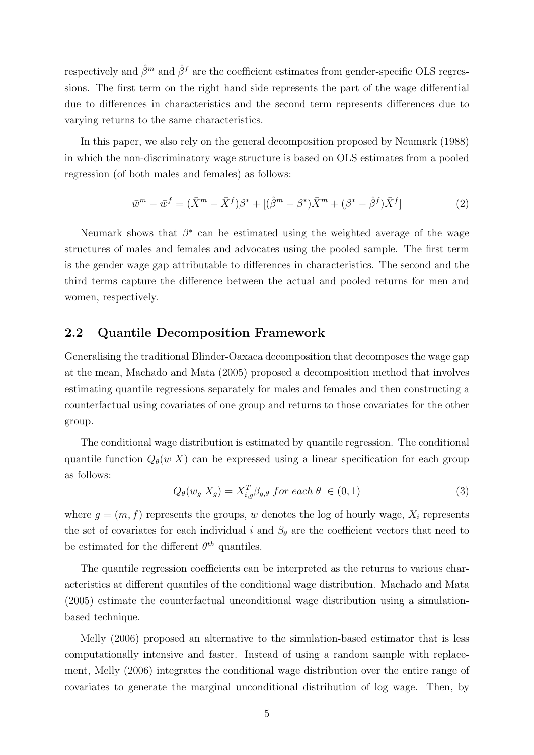respectively and $\hat{\beta}^m$ and $\hat{\beta}^f$ are the coefficient estimates from gender-specific OLS regressions. The first term on the right hand side represents the part of the wage differential due to differences in characteristics and the second term represents differences due to varying returns to the same characteristics.

In this paper, we also rely on the general decomposition proposed by Neumark (1988) in which the non-discriminatory wage structure is based on OLS estimates from a pooled regression (of both males and females) as follows:

$$\bar{w}^m - \bar{w}^f = (\bar{X}^m - \bar{X}^f)\beta^* + [(\hat{\beta}^m - \beta^*)\bar{X}^m + (\beta^* - \hat{\beta}^f)\bar{X}^f] \tag{2}$$

Neumark shows that $\beta^*$ can be estimated using the weighted average of the wage structures of males and females and advocates using the pooled sample. The first term is the gender wage gap attributable to differences in characteristics. The second and the third terms capture the difference between the actual and pooled returns for men and women, respectively.

## 2.2 Quantile Decomposition Framework

Generalising the traditional Blinder-Oaxaca decomposition that decomposes the wage gap at the mean, Machado and Mata (2005) proposed a decomposition method that involves estimating quantile regressions separately for males and females and then constructing a counterfactual using covariates of one group and returns to those covariates for the other group.

The conditional wage distribution is estimated by quantile regression. The conditional quantile function $Q_\theta(w|X)$ can be expressed using a linear specification for each group as follows:

$$Q_\theta(w_g|X_g) = X_{i,g}^T\beta_{g,\theta} \; for \; each \; \theta \in (0,1) \tag{3}$$

where $g = (m, f)$ represents the groups, $w$ denotes the log of hourly wage, $X_i$ represents the set of covariates for each individual $i$ and $\beta_\theta$ are the coefficient vectors that need to be estimated for the different $\theta^{th}$ quantiles.

The quantile regression coefficients can be interpreted as the returns to various characteristics at different quantiles of the conditional wage distribution. Machado and Mata (2005) estimate the counterfactual unconditional wage distribution using a simulation-based technique.

Melly (2006) proposed an alternative to the simulation-based estimator that is less computationally intensive and faster. Instead of using a random sample with replacement, Melly (2006) integrates the conditional wage distribution over the entire range of covariates to generate the marginal unconditional distribution of log wage. Then, by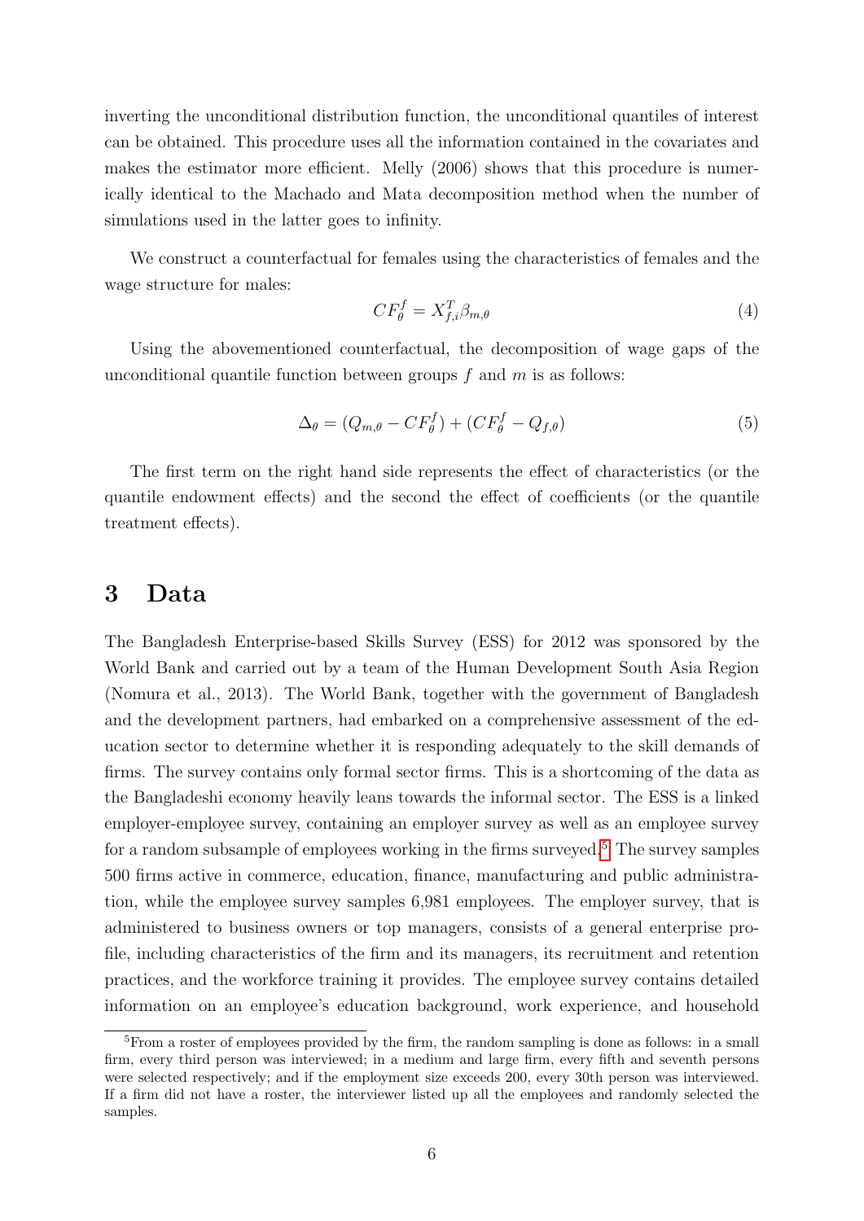inverting the unconditional distribution function, the unconditional quantiles of interest can be obtained. This procedure uses all the information contained in the covariates and makes the estimator more efficient. Melly (2006) shows that this procedure is numerically identical to the Machado and Mata decomposition method when the number of simulations used in the latter goes to infinity.

We construct a counterfactual for females using the characteristics of females and the wage structure for males:

$$CF_{\theta}^{f} = X_{f,i}^{T}\beta_{m,\theta} \tag{4}$$

Using the abovementioned counterfactual, the decomposition of wage gaps of the unconditional quantile function between groups $f$ and $m$ is as follows:

$$\Delta_{\theta} = (Q_{m,\theta} - CF_{\theta}^{f}) + (CF_{\theta}^{f} - Q_{f,\theta}) \tag{5}$$

The first term on the right hand side represents the effect of characteristics (or the quantile endowment effects) and the second the effect of coefficients (or the quantile treatment effects).

## 3 Data

The Bangladesh Enterprise-based Skills Survey (ESS) for 2012 was sponsored by the World Bank and carried out by a team of the Human Development South Asia Region (Nomura et al., 2013). The World Bank, together with the government of Bangladesh and the development partners, had embarked on a comprehensive assessment of the education sector to determine whether it is responding adequately to the skill demands of firms. The survey contains only formal sector firms. This is a shortcoming of the data as the Bangladeshi economy heavily leans towards the informal sector. The ESS is a linked employer-employee survey, containing an employer survey as well as an employee survey for a random subsample of employees working in the firms surveyed.[5] The survey samples 500 firms active in commerce, education, finance, manufacturing and public administration, while the employee survey samples 6,981 employees. The employer survey, that is administered to business owners or top managers, consists of a general enterprise profile, including characteristics of the firm and its managers, its recruitment and retention practices, and the workforce training it provides. The employee survey contains detailed information on an employee's education background, work experience, and household

[5] From a roster of employees provided by the firm, the random sampling is done as follows: in a small firm, every third person was interviewed; in a medium and large firm, every fifth and seventh persons were selected respectively; and if the employment size exceeds 200, every 30th person was interviewed. If a firm did not have a roster, the interviewer listed up all the employees and randomly selected the samples.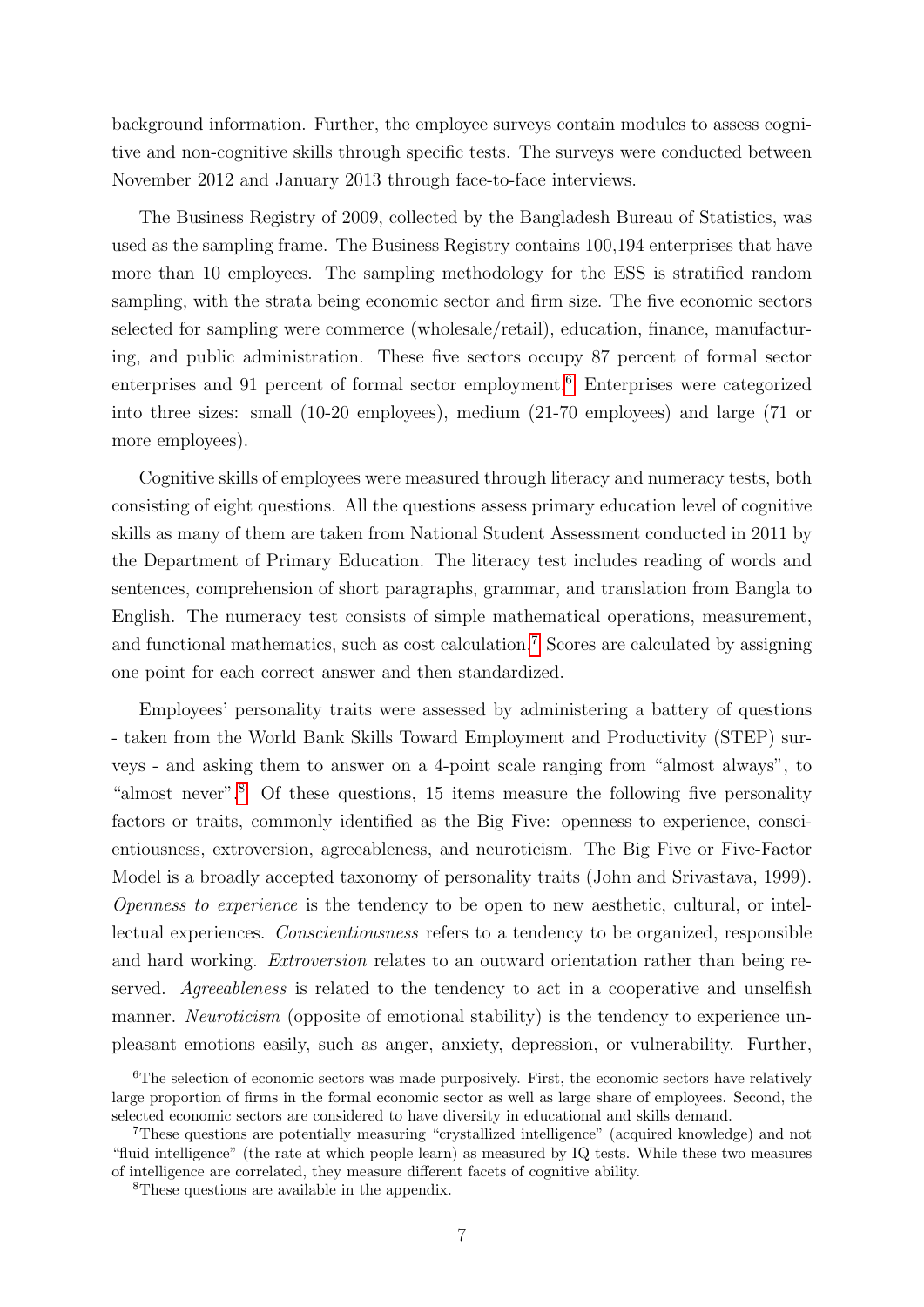background information. Further, the employee surveys contain modules to assess cognitive and non-cognitive skills through specific tests. The surveys were conducted between November 2012 and January 2013 through face-to-face interviews.

The Business Registry of 2009, collected by the Bangladesh Bureau of Statistics, was used as the sampling frame. The Business Registry contains 100,194 enterprises that have more than 10 employees. The sampling methodology for the ESS is stratified random sampling, with the strata being economic sector and firm size. The five economic sectors selected for sampling were commerce (wholesale/retail), education, finance, manufacturing, and public administration. These five sectors occupy 87 percent of formal sector enterprises and 91 percent of formal sector employment.[6] Enterprises were categorized into three sizes: small (10-20 employees), medium (21-70 employees) and large (71 or more employees).

Cognitive skills of employees were measured through literacy and numeracy tests, both consisting of eight questions. All the questions assess primary education level of cognitive skills as many of them are taken from National Student Assessment conducted in 2011 by the Department of Primary Education. The literacy test includes reading of words and sentences, comprehension of short paragraphs, grammar, and translation from Bangla to English. The numeracy test consists of simple mathematical operations, measurement, and functional mathematics, such as cost calculation.[7] Scores are calculated by assigning one point for each correct answer and then standardized.

Employees' personality traits were assessed by administering a battery of questions - taken from the World Bank Skills Toward Employment and Productivity (STEP) surveys - and asking them to answer on a 4-point scale ranging from "almost always", to "almost never".[8] Of these questions, 15 items measure the following five personality factors or traits, commonly identified as the Big Five: openness to experience, conscientiousness, extroversion, agreeableness, and neuroticism. The Big Five or Five-Factor Model is a broadly accepted taxonomy of personality traits (John and Srivastava, 1999). *Openness to experience* is the tendency to be open to new aesthetic, cultural, or intellectual experiences. *Conscientiousness* refers to a tendency to be organized, responsible and hard working. *Extroversion* relates to an outward orientation rather than being reserved. *Agreeableness* is related to the tendency to act in a cooperative and unselfish manner. *Neuroticism* (opposite of emotional stability) is the tendency to experience unpleasant emotions easily, such as anger, anxiety, depression, or vulnerability. Further,

[6] The selection of economic sectors was made purposively. First, the economic sectors have relatively large proportion of firms in the formal economic sector as well as large share of employees. Second, the selected economic sectors are considered to have diversity in educational and skills demand.

[7] These questions are potentially measuring "crystallized intelligence" (acquired knowledge) and not "fluid intelligence" (the rate at which people learn) as measured by IQ tests. While these two measures of intelligence are correlated, they measure different facets of cognitive ability.

[8] These questions are available in the appendix.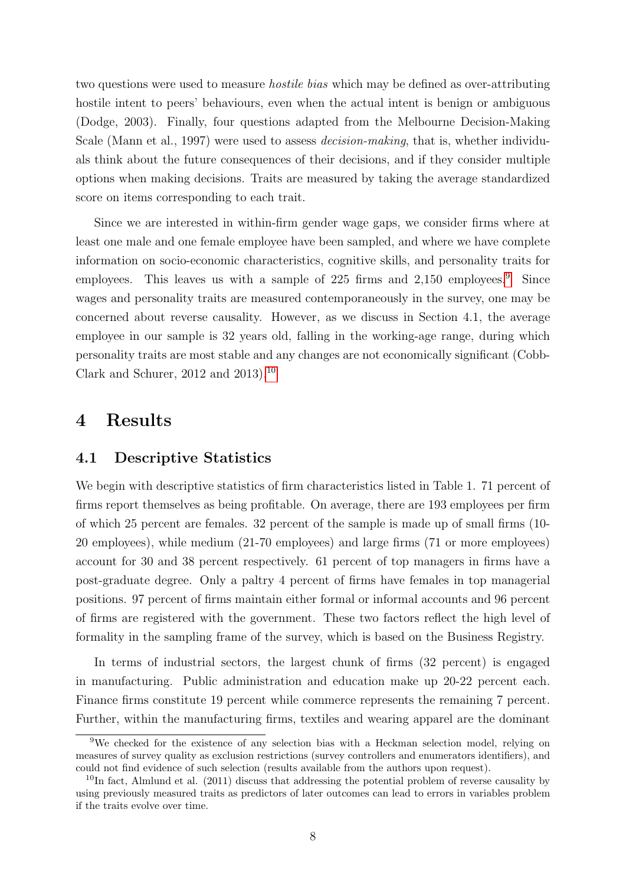two questions were used to measure *hostile bias* which may be defined as over-attributing hostile intent to peers' behaviours, even when the actual intent is benign or ambiguous (Dodge, 2003). Finally, four questions adapted from the Melbourne Decision-Making Scale (Mann et al., 1997) were used to assess *decision-making*, that is, whether individuals think about the future consequences of their decisions, and if they consider multiple options when making decisions. Traits are measured by taking the average standardized score on items corresponding to each trait.

Since we are interested in within-firm gender wage gaps, we consider firms where at least one male and one female employee have been sampled, and where we have complete information on socio-economic characteristics, cognitive skills, and personality traits for employees. This leaves us with a sample of 225 firms and 2,150 employees.[9] Since wages and personality traits are measured contemporaneously in the survey, one may be concerned about reverse causality. However, as we discuss in Section 4.1, the average employee in our sample is 32 years old, falling in the working-age range, during which personality traits are most stable and any changes are not economically significant (Cobb-Clark and Schurer, 2012 and 2013).[10]

# 4 Results

## 4.1 Descriptive Statistics

We begin with descriptive statistics of firm characteristics listed in Table 1. 71 percent of firms report themselves as being profitable. On average, there are 193 employees per firm of which 25 percent are females. 32 percent of the sample is made up of small firms (10-20 employees), while medium (21-70 employees) and large firms (71 or more employees) account for 30 and 38 percent respectively. 61 percent of top managers in firms have a post-graduate degree. Only a paltry 4 percent of firms have females in top managerial positions. 97 percent of firms maintain either formal or informal accounts and 96 percent of firms are registered with the government. These two factors reflect the high level of formality in the sampling frame of the survey, which is based on the Business Registry.

In terms of industrial sectors, the largest chunk of firms (32 percent) is engaged in manufacturing. Public administration and education make up 20-22 percent each. Finance firms constitute 19 percent while commerce represents the remaining 7 percent. Further, within the manufacturing firms, textiles and wearing apparel are the dominant

[9] We checked for the existence of any selection bias with a Heckman selection model, relying on measures of survey quality as exclusion restrictions (survey controllers and enumerators identifiers), and could not find evidence of such selection (results available from the authors upon request).

[10] In fact, Almlund et al. (2011) discuss that addressing the potential problem of reverse causality by using previously measured traits as predictors of later outcomes can lead to errors in variables problem if the traits evolve over time.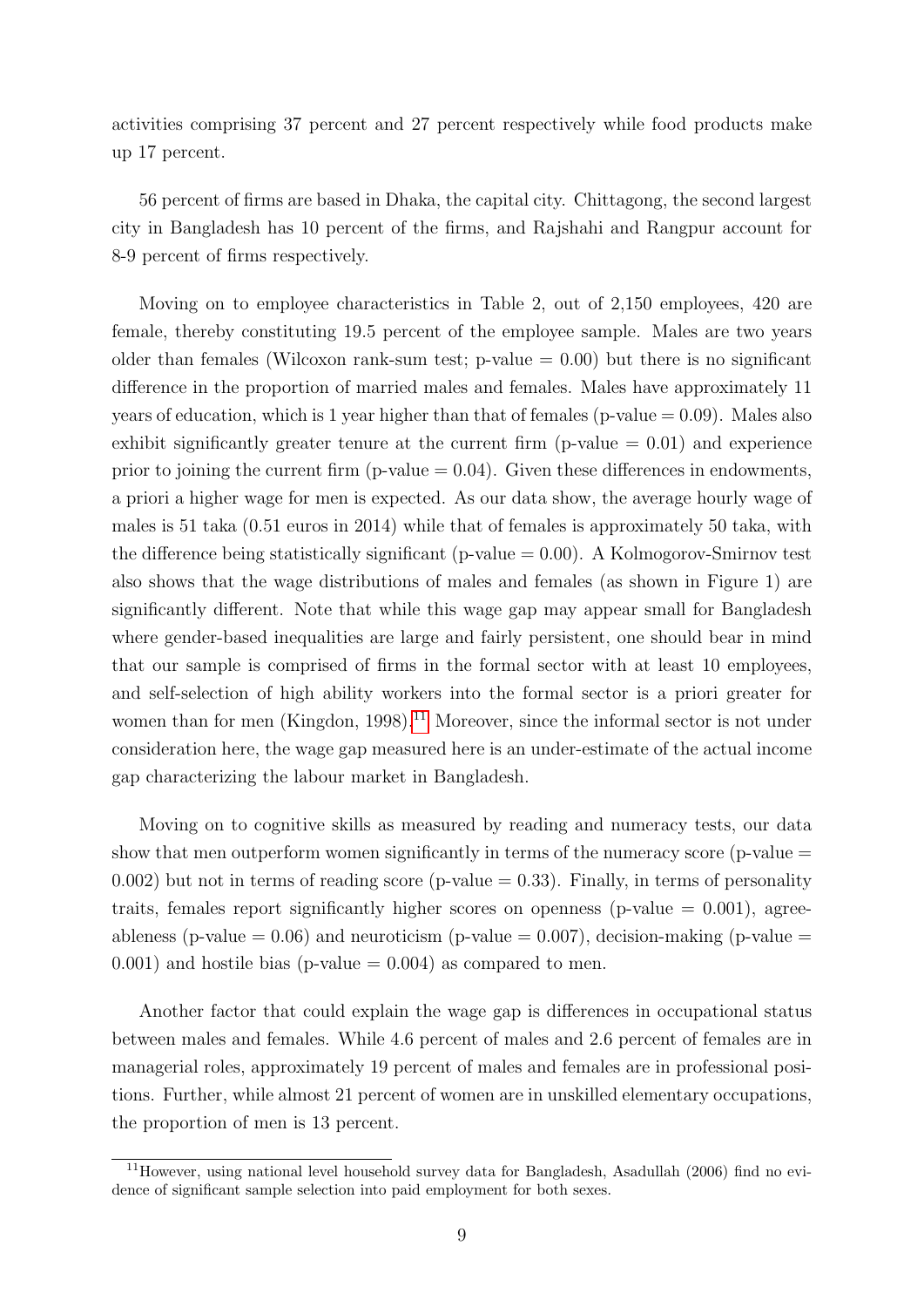activities comprising 37 percent and 27 percent respectively while food products make up 17 percent.

56 percent of firms are based in Dhaka, the capital city. Chittagong, the second largest city in Bangladesh has 10 percent of the firms, and Rajshahi and Rangpur account for 8-9 percent of firms respectively.

Moving on to employee characteristics in Table 2, out of 2,150 employees, 420 are female, thereby constituting 19.5 percent of the employee sample. Males are two years older than females (Wilcoxon rank-sum test; p-value = 0.00) but there is no significant difference in the proportion of married males and females. Males have approximately 11 years of education, which is 1 year higher than that of females (p-value = 0.09). Males also exhibit significantly greater tenure at the current firm (p-value = 0.01) and experience prior to joining the current firm (p-value = 0.04). Given these differences in endowments, a priori a higher wage for men is expected. As our data show, the average hourly wage of males is 51 taka (0.51 euros in 2014) while that of females is approximately 50 taka, with the difference being statistically significant (p-value = 0.00). A Kolmogorov-Smirnov test also shows that the wage distributions of males and females (as shown in Figure 1) are significantly different. Note that while this wage gap may appear small for Bangladesh where gender-based inequalities are large and fairly persistent, one should bear in mind that our sample is comprised of firms in the formal sector with at least 10 employees, and self-selection of high ability workers into the formal sector is a priori greater for women than for men (Kingdon, 1998).[11] Moreover, since the informal sector is not under consideration here, the wage gap measured here is an under-estimate of the actual income gap characterizing the labour market in Bangladesh.

Moving on to cognitive skills as measured by reading and numeracy tests, our data show that men outperform women significantly in terms of the numeracy score (p-value = 0.002) but not in terms of reading score (p-value = 0.33). Finally, in terms of personality traits, females report significantly higher scores on openness (p-value = 0.001), agreeableness (p-value = 0.06) and neuroticism (p-value = 0.007), decision-making (p-value = 0.001) and hostile bias (p-value = 0.004) as compared to men.

Another factor that could explain the wage gap is differences in occupational status between males and females. While 4.6 percent of males and 2.6 percent of females are in managerial roles, approximately 19 percent of males and females are in professional positions. Further, while almost 21 percent of women are in unskilled elementary occupations, the proportion of men is 13 percent.

[11] However, using national level household survey data for Bangladesh, Asadullah (2006) find no evidence of significant sample selection into paid employment for both sexes.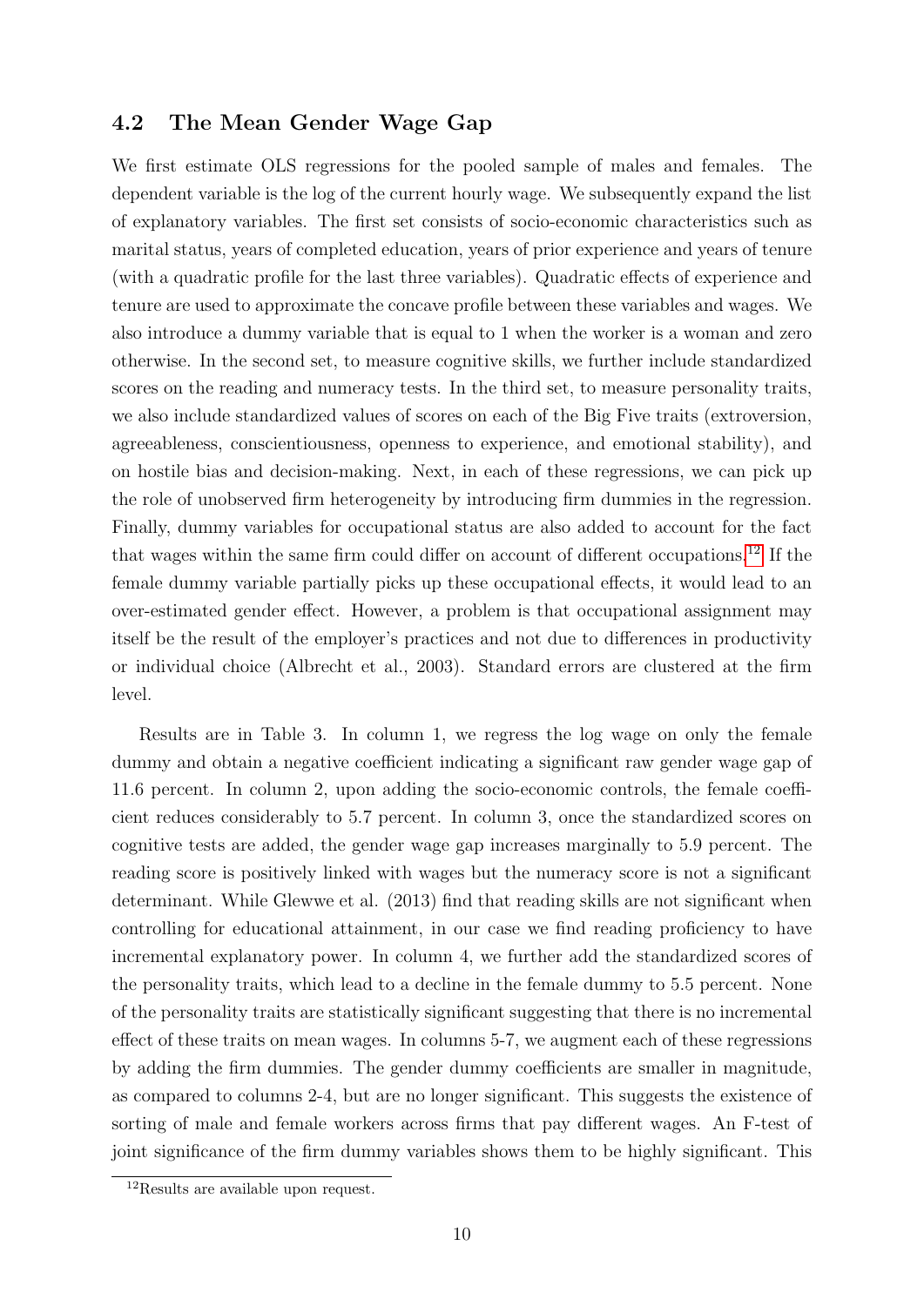## 4.2 The Mean Gender Wage Gap

We first estimate OLS regressions for the pooled sample of males and females. The dependent variable is the log of the current hourly wage. We subsequently expand the list of explanatory variables. The first set consists of socio-economic characteristics such as marital status, years of completed education, years of prior experience and years of tenure (with a quadratic profile for the last three variables). Quadratic effects of experience and tenure are used to approximate the concave profile between these variables and wages. We also introduce a dummy variable that is equal to 1 when the worker is a woman and zero otherwise. In the second set, to measure cognitive skills, we further include standardized scores on the reading and numeracy tests. In the third set, to measure personality traits, we also include standardized values of scores on each of the Big Five traits (extroversion, agreeableness, conscientiousness, openness to experience, and emotional stability), and on hostile bias and decision-making. Next, in each of these regressions, we can pick up the role of unobserved firm heterogeneity by introducing firm dummies in the regression. Finally, dummy variables for occupational status are also added to account for the fact that wages within the same firm could differ on account of different occupations.[12] If the female dummy variable partially picks up these occupational effects, it would lead to an over-estimated gender effect. However, a problem is that occupational assignment may itself be the result of the employer's practices and not due to differences in productivity or individual choice (Albrecht et al., 2003). Standard errors are clustered at the firm level.

Results are in Table 3. In column 1, we regress the log wage on only the female dummy and obtain a negative coefficient indicating a significant raw gender wage gap of 11.6 percent. In column 2, upon adding the socio-economic controls, the female coefficient reduces considerably to 5.7 percent. In column 3, once the standardized scores on cognitive tests are added, the gender wage gap increases marginally to 5.9 percent. The reading score is positively linked with wages but the numeracy score is not a significant determinant. While Glewwe et al. (2013) find that reading skills are not significant when controlling for educational attainment, in our case we find reading proficiency to have incremental explanatory power. In column 4, we further add the standardized scores of the personality traits, which lead to a decline in the female dummy to 5.5 percent. None of the personality traits are statistically significant suggesting that there is no incremental effect of these traits on mean wages. In columns 5-7, we augment each of these regressions by adding the firm dummies. The gender dummy coefficients are smaller in magnitude, as compared to columns 2-4, but are no longer significant. This suggests the existence of sorting of male and female workers across firms that pay different wages. An F-test of joint significance of the firm dummy variables shows them to be highly significant. This

[12] Results are available upon request.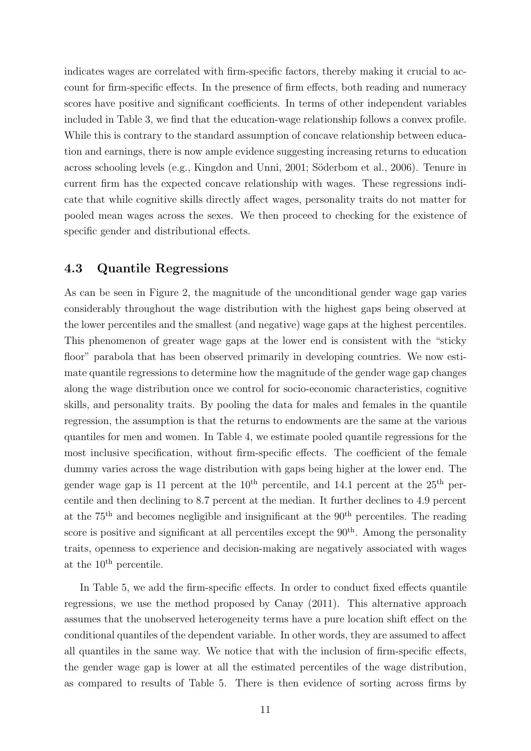indicates wages are correlated with firm-specific factors, thereby making it crucial to account for firm-specific effects. In the presence of firm effects, both reading and numeracy scores have positive and significant coefficients. In terms of other independent variables included in Table 3, we find that the education-wage relationship follows a convex profile. While this is contrary to the standard assumption of concave relationship between education and earnings, there is now ample evidence suggesting increasing returns to education across schooling levels (e.g., Kingdon and Unni, 2001; Söderbom et al., 2006). Tenure in current firm has the expected concave relationship with wages. These regressions indicate that while cognitive skills directly affect wages, personality traits do not matter for pooled mean wages across the sexes. We then proceed to checking for the existence of specific gender and distributional effects.

### 4.3 Quantile Regressions

As can be seen in Figure 2, the magnitude of the unconditional gender wage gap varies considerably throughout the wage distribution with the highest gaps being observed at the lower percentiles and the smallest (and negative) wage gaps at the highest percentiles. This phenomenon of greater wage gaps at the lower end is consistent with the "sticky floor" parabola that has been observed primarily in developing countries. We now estimate quantile regressions to determine how the magnitude of the gender wage gap changes along the wage distribution once we control for socio-economic characteristics, cognitive skills, and personality traits. By pooling the data for males and females in the quantile regression, the assumption is that the returns to endowments are the same at the various quantiles for men and women. In Table 4, we estimate pooled quantile regressions for the most inclusive specification, without firm-specific effects. The coefficient of the female dummy varies across the wage distribution with gaps being higher at the lower end. The gender wage gap is 11 percent at the 10$^{\text{th}}$ percentile, and 14.1 percent at the 25$^{\text{th}}$ percentile and then declining to 8.7 percent at the median. It further declines to 4.9 percent at the 75$^{\text{th}}$ and becomes negligible and insignificant at the 90$^{\text{th}}$ percentiles. The reading score is positive and significant at all percentiles except the 90$^{\text{th}}$. Among the personality traits, openness to experience and decision-making are negatively associated with wages at the 10$^{\text{th}}$ percentile.

In Table 5, we add the firm-specific effects. In order to conduct fixed effects quantile regressions, we use the method proposed by Canay (2011). This alternative approach assumes that the unobserved heterogeneity terms have a pure location shift effect on the conditional quantiles of the dependent variable. In other words, they are assumed to affect all quantiles in the same way. We notice that with the inclusion of firm-specific effects, the gender wage gap is lower at all the estimated percentiles of the wage distribution, as compared to results of Table 5. There is then evidence of sorting across firms by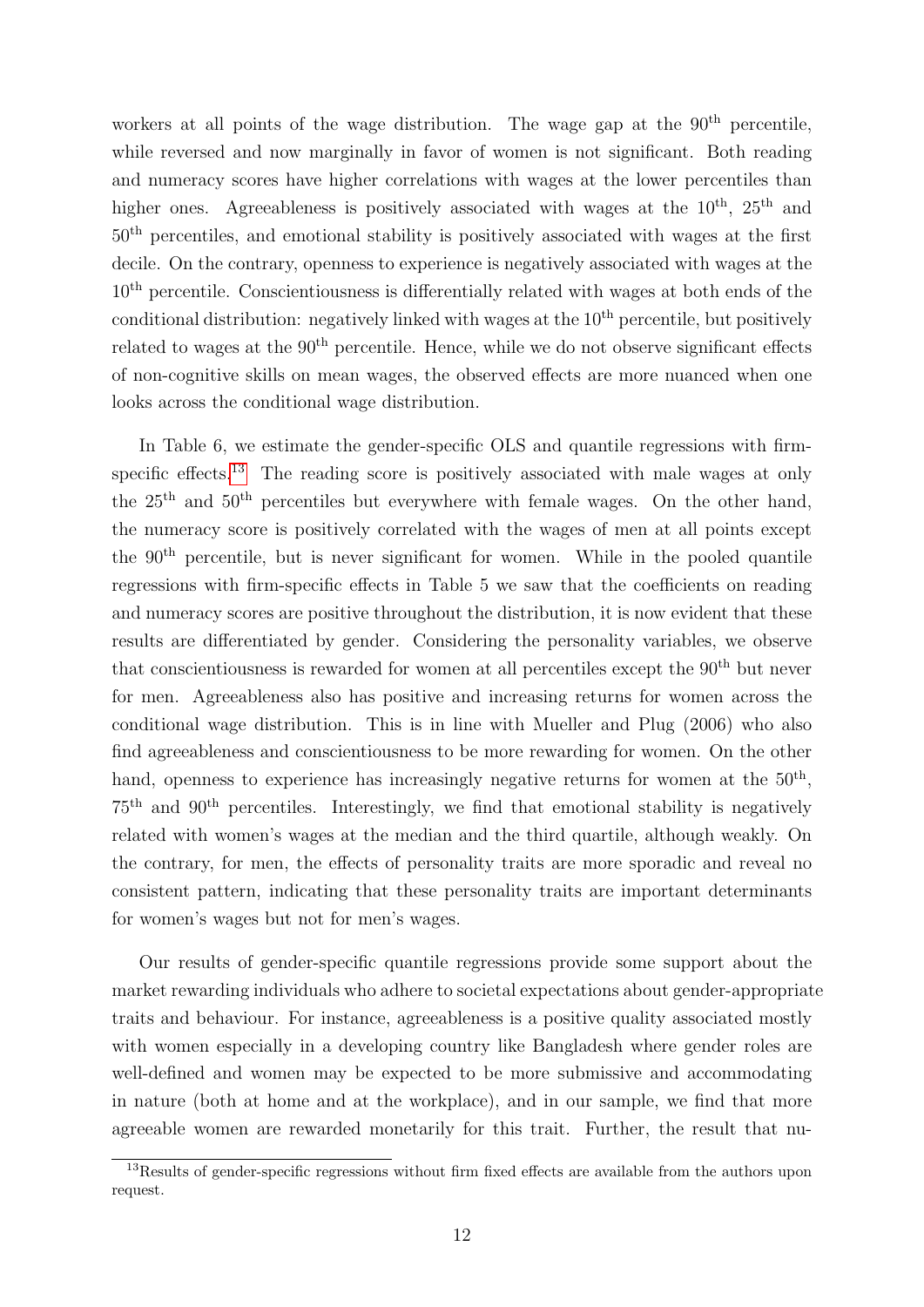workers at all points of the wage distribution. The wage gap at the 90$^{th}$ percentile, while reversed and now marginally in favor of women is not significant. Both reading and numeracy scores have higher correlations with wages at the lower percentiles than higher ones. Agreeableness is positively associated with wages at the 10$^{th}$, 25$^{th}$ and 50$^{th}$ percentiles, and emotional stability is positively associated with wages at the first decile. On the contrary, openness to experience is negatively associated with wages at the 10$^{th}$ percentile. Conscientiousness is differentially related with wages at both ends of the conditional distribution: negatively linked with wages at the 10$^{th}$ percentile, but positively related to wages at the 90$^{th}$ percentile. Hence, while we do not observe significant effects of non-cognitive skills on mean wages, the observed effects are more nuanced when one looks across the conditional wage distribution.

In Table 6, we estimate the gender-specific OLS and quantile regressions with firm-specific effects.[13] The reading score is positively associated with male wages at only the 25$^{th}$ and 50$^{th}$ percentiles but everywhere with female wages. On the other hand, the numeracy score is positively correlated with the wages of men at all points except the 90$^{th}$ percentile, but is never significant for women. While in the pooled quantile regressions with firm-specific effects in Table 5 we saw that the coefficients on reading and numeracy scores are positive throughout the distribution, it is now evident that these results are differentiated by gender. Considering the personality variables, we observe that conscientiousness is rewarded for women at all percentiles except the 90$^{th}$ but never for men. Agreeableness also has positive and increasing returns for women across the conditional wage distribution. This is in line with Mueller and Plug (2006) who also find agreeableness and conscientiousness to be more rewarding for women. On the other hand, openness to experience has increasingly negative returns for women at the 50$^{th}$, 75$^{th}$ and 90$^{th}$ percentiles. Interestingly, we find that emotional stability is negatively related with women's wages at the median and the third quartile, although weakly. On the contrary, for men, the effects of personality traits are more sporadic and reveal no consistent pattern, indicating that these personality traits are important determinants for women's wages but not for men's wages.

Our results of gender-specific quantile regressions provide some support about the market rewarding individuals who adhere to societal expectations about gender-appropriate traits and behaviour. For instance, agreeableness is a positive quality associated mostly with women especially in a developing country like Bangladesh where gender roles are well-defined and women may be expected to be more submissive and accommodating in nature (both at home and at the workplace), and in our sample, we find that more agreeable women are rewarded monetarily for this trait. Further, the result that nu-

[13] Results of gender-specific regressions without firm fixed effects are available from the authors upon request.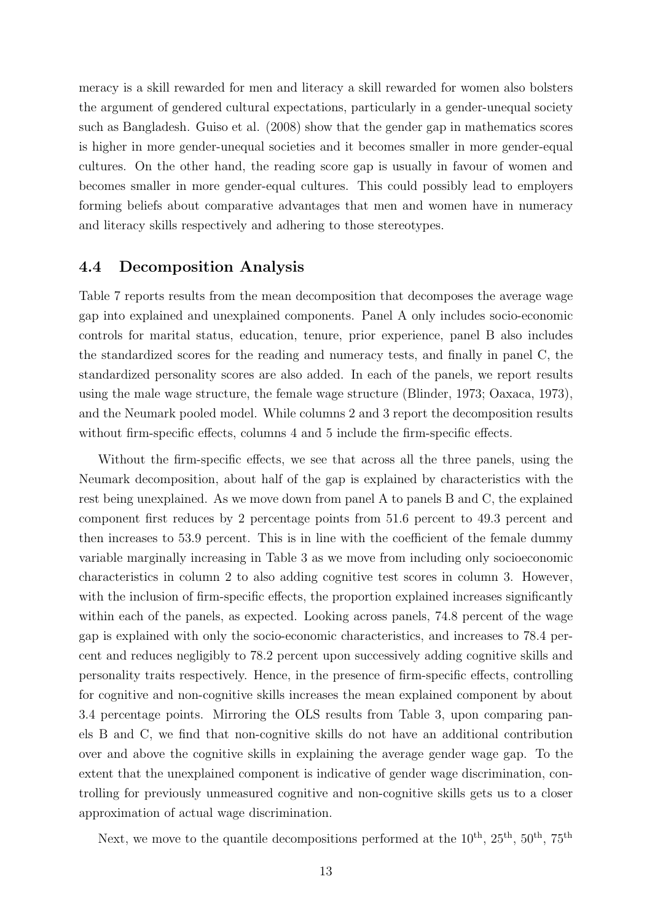meracy is a skill rewarded for men and literacy a skill rewarded for women also bolsters the argument of gendered cultural expectations, particularly in a gender-unequal society such as Bangladesh. Guiso et al. (2008) show that the gender gap in mathematics scores is higher in more gender-unequal societies and it becomes smaller in more gender-equal cultures. On the other hand, the reading score gap is usually in favour of women and becomes smaller in more gender-equal cultures. This could possibly lead to employers forming beliefs about comparative advantages that men and women have in numeracy and literacy skills respectively and adhering to those stereotypes.

## 4.4 Decomposition Analysis

Table 7 reports results from the mean decomposition that decomposes the average wage gap into explained and unexplained components. Panel A only includes socio-economic controls for marital status, education, tenure, prior experience, panel B also includes the standardized scores for the reading and numeracy tests, and finally in panel C, the standardized personality scores are also added. In each of the panels, we report results using the male wage structure, the female wage structure (Blinder, 1973; Oaxaca, 1973), and the Neumark pooled model. While columns 2 and 3 report the decomposition results without firm-specific effects, columns 4 and 5 include the firm-specific effects.

Without the firm-specific effects, we see that across all the three panels, using the Neumark decomposition, about half of the gap is explained by characteristics with the rest being unexplained. As we move down from panel A to panels B and C, the explained component first reduces by 2 percentage points from 51.6 percent to 49.3 percent and then increases to 53.9 percent. This is in line with the coefficient of the female dummy variable marginally increasing in Table 3 as we move from including only socioeconomic characteristics in column 2 to also adding cognitive test scores in column 3. However, with the inclusion of firm-specific effects, the proportion explained increases significantly within each of the panels, as expected. Looking across panels, 74.8 percent of the wage gap is explained with only the socio-economic characteristics, and increases to 78.4 percent and reduces negligibly to 78.2 percent upon successively adding cognitive skills and personality traits respectively. Hence, in the presence of firm-specific effects, controlling for cognitive and non-cognitive skills increases the mean explained component by about 3.4 percentage points. Mirroring the OLS results from Table 3, upon comparing panels B and C, we find that non-cognitive skills do not have an additional contribution over and above the cognitive skills in explaining the average gender wage gap. To the extent that the unexplained component is indicative of gender wage discrimination, controlling for previously unmeasured cognitive and non-cognitive skills gets us to a closer approximation of actual wage discrimination.

Next, we move to the quantile decompositions performed at the $10^{\text{th}}$, $25^{\text{th}}$, $50^{\text{th}}$, $75^{\text{th}}$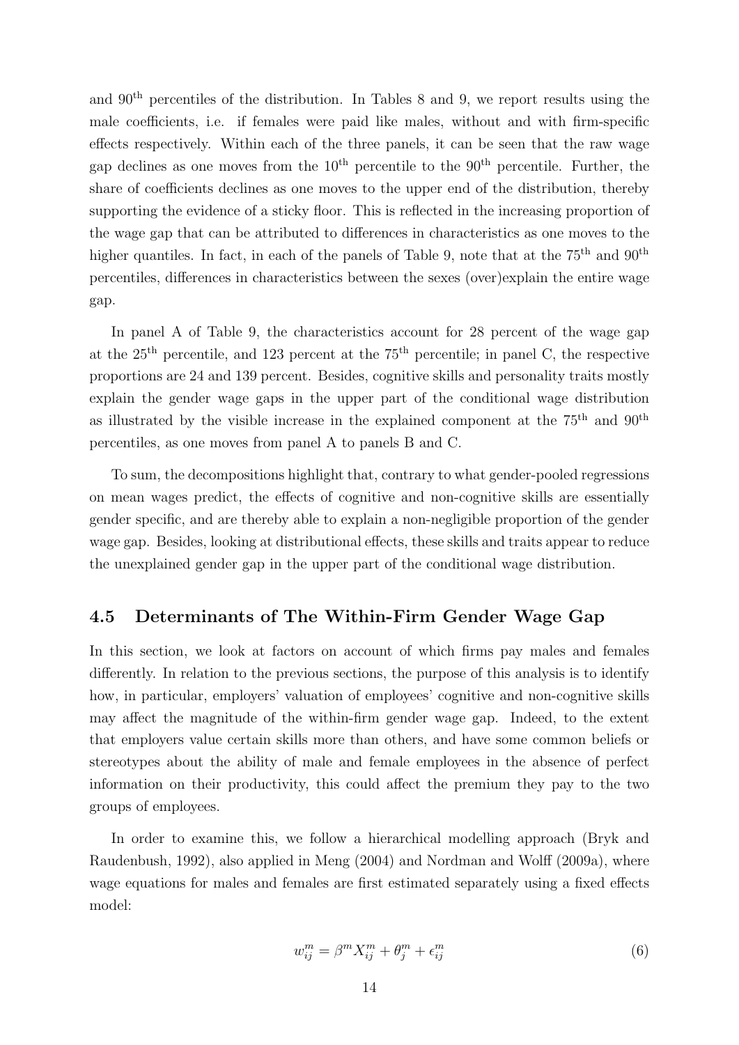and $90^{\text{th}}$ percentiles of the distribution. In Tables 8 and 9, we report results using the male coefficients, i.e. if females were paid like males, without and with firm-specific effects respectively. Within each of the three panels, it can be seen that the raw wage gap declines as one moves from the $10^{\text{th}}$ percentile to the $90^{\text{th}}$ percentile. Further, the share of coefficients declines as one moves to the upper end of the distribution, thereby supporting the evidence of a sticky floor. This is reflected in the increasing proportion of the wage gap that can be attributed to differences in characteristics as one moves to the higher quantiles. In fact, in each of the panels of Table 9, note that at the $75^{\text{th}}$ and $90^{\text{th}}$ percentiles, differences in characteristics between the sexes (over)explain the entire wage gap.

In panel A of Table 9, the characteristics account for 28 percent of the wage gap at the $25^{\text{th}}$ percentile, and 123 percent at the $75^{\text{th}}$ percentile; in panel C, the respective proportions are 24 and 139 percent. Besides, cognitive skills and personality traits mostly explain the gender wage gaps in the upper part of the conditional wage distribution as illustrated by the visible increase in the explained component at the $75^{\text{th}}$ and $90^{\text{th}}$ percentiles, as one moves from panel A to panels B and C.

To sum, the decompositions highlight that, contrary to what gender-pooled regressions on mean wages predict, the effects of cognitive and non-cognitive skills are essentially gender specific, and are thereby able to explain a non-negligible proportion of the gender wage gap. Besides, looking at distributional effects, these skills and traits appear to reduce the unexplained gender gap in the upper part of the conditional wage distribution.

### 4.5 Determinants of The Within-Firm Gender Wage Gap

In this section, we look at factors on account of which firms pay males and females differently. In relation to the previous sections, the purpose of this analysis is to identify how, in particular, employers' valuation of employees' cognitive and non-cognitive skills may affect the magnitude of the within-firm gender wage gap. Indeed, to the extent that employers value certain skills more than others, and have some common beliefs or stereotypes about the ability of male and female employees in the absence of perfect information on their productivity, this could affect the premium they pay to the two groups of employees.

In order to examine this, we follow a hierarchical modelling approach (Bryk and Raudenbush, 1992), also applied in Meng (2004) and Nordman and Wolff (2009a), where wage equations for males and females are first estimated separately using a fixed effects model:

$$w_{ij}^m = \beta^m X_{ij}^m + \theta_j^m + \epsilon_{ij}^m \tag{6}$$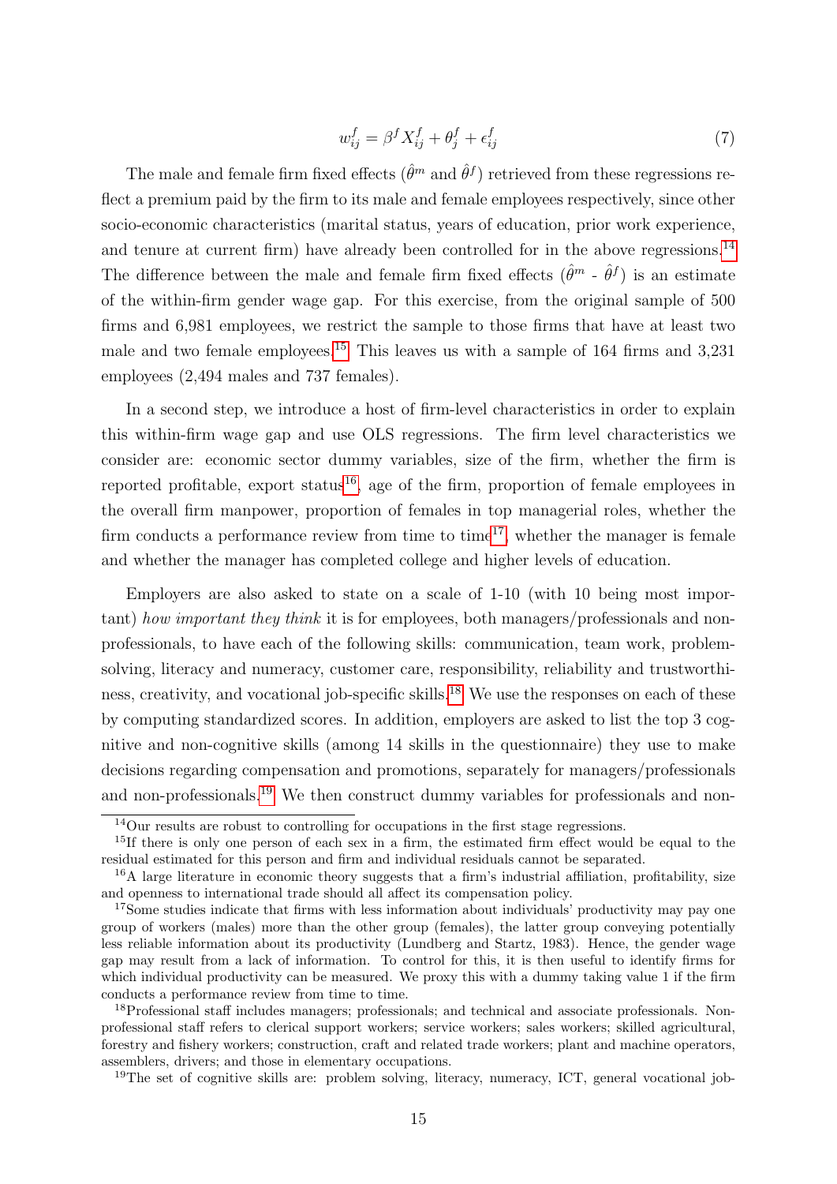$$w_{ij}^{f} = \beta^{f} X_{ij}^{f} + \theta_{j}^{f} + \epsilon_{ij}^{f} \tag{7}$$

The male and female firm fixed effects ($\hat{\theta}^m$ and $\hat{\theta}^f$) retrieved from these regressions reflect a premium paid by the firm to its male and female employees respectively, since other socio-economic characteristics (marital status, years of education, prior work experience, and tenure at current firm) have already been controlled for in the above regressions.[14] The difference between the male and female firm fixed effects ($\hat{\theta}^m$ - $\hat{\theta}^f$) is an estimate of the within-firm gender wage gap. For this exercise, from the original sample of 500 firms and 6,981 employees, we restrict the sample to those firms that have at least two male and two female employees.[15] This leaves us with a sample of 164 firms and 3,231 employees (2,494 males and 737 females).

In a second step, we introduce a host of firm-level characteristics in order to explain this within-firm wage gap and use OLS regressions. The firm level characteristics we consider are: economic sector dummy variables, size of the firm, whether the firm is reported profitable, export status[16], age of the firm, proportion of female employees in the overall firm manpower, proportion of females in top managerial roles, whether the firm conducts a performance review from time to time[17], whether the manager is female and whether the manager has completed college and higher levels of education.

Employers are also asked to state on a scale of 1-10 (with 10 being most important) *how important they think* it is for employees, both managers/professionals and non-professionals, to have each of the following skills: communication, team work, problem-solving, literacy and numeracy, customer care, responsibility, reliability and trustworthiness, creativity, and vocational job-specific skills.[18] We use the responses on each of these by computing standardized scores. In addition, employers are asked to list the top 3 cognitive and non-cognitive skills (among 14 skills in the questionnaire) they use to make decisions regarding compensation and promotions, separately for managers/professionals and non-professionals.[19] We then construct dummy variables for professionals and non-

[14]Our results are robust to controlling for occupations in the first stage regressions.

[15]If there is only one person of each sex in a firm, the estimated firm effect would be equal to the residual estimated for this person and firm and individual residuals cannot be separated.

[16]A large literature in economic theory suggests that a firm's industrial affiliation, profitability, size and openness to international trade should all affect its compensation policy.

[17]Some studies indicate that firms with less information about individuals' productivity may pay one group of workers (males) more than the other group (females), the latter group conveying potentially less reliable information about its productivity (Lundberg and Startz, 1983). Hence, the gender wage gap may result from a lack of information. To control for this, it is then useful to identify firms for which individual productivity can be measured. We proxy this with a dummy taking value 1 if the firm conducts a performance review from time to time.

[18]Professional staff includes managers; professionals; and technical and associate professionals. Non-professional staff refers to clerical support workers; service workers; sales workers; skilled agricultural, forestry and fishery workers; construction, craft and related trade workers; plant and machine operators, assemblers, drivers; and those in elementary occupations.

[19]The set of cognitive skills are: problem solving, literacy, numeracy, ICT, general vocational job-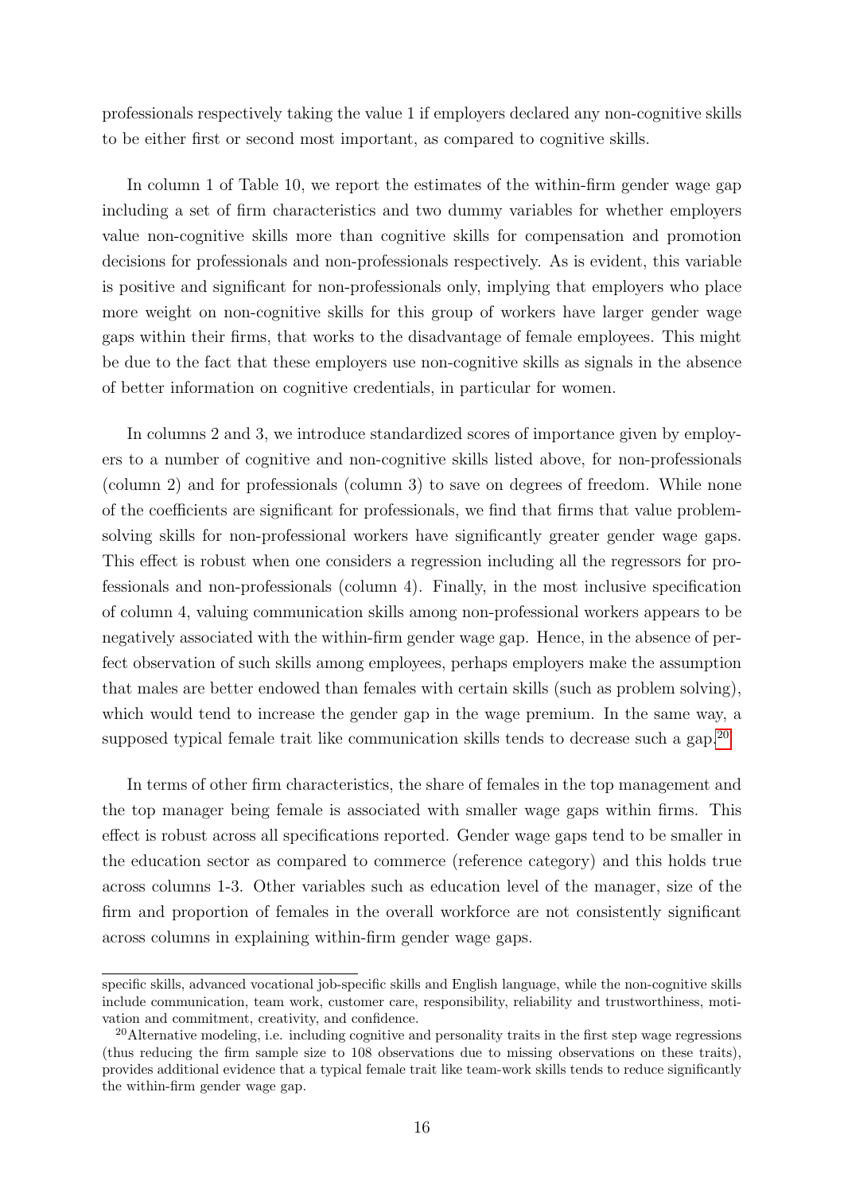professionals respectively taking the value 1 if employers declared any non-cognitive skills to be either first or second most important, as compared to cognitive skills.

In column 1 of Table 10, we report the estimates of the within-firm gender wage gap including a set of firm characteristics and two dummy variables for whether employers value non-cognitive skills more than cognitive skills for compensation and promotion decisions for professionals and non-professionals respectively. As is evident, this variable is positive and significant for non-professionals only, implying that employers who place more weight on non-cognitive skills for this group of workers have larger gender wage gaps within their firms, that works to the disadvantage of female employees. This might be due to the fact that these employers use non-cognitive skills as signals in the absence of better information on cognitive credentials, in particular for women.

In columns 2 and 3, we introduce standardized scores of importance given by employers to a number of cognitive and non-cognitive skills listed above, for non-professionals (column 2) and for professionals (column 3) to save on degrees of freedom. While none of the coefficients are significant for professionals, we find that firms that value problem-solving skills for non-professional workers have significantly greater gender wage gaps. This effect is robust when one considers a regression including all the regressors for professionals and non-professionals (column 4). Finally, in the most inclusive specification of column 4, valuing communication skills among non-professional workers appears to be negatively associated with the within-firm gender wage gap. Hence, in the absence of perfect observation of such skills among employees, perhaps employers make the assumption that males are better endowed than females with certain skills (such as problem solving), which would tend to increase the gender gap in the wage premium. In the same way, a supposed typical female trait like communication skills tends to decrease such a gap.[20]

In terms of other firm characteristics, the share of females in the top management and the top manager being female is associated with smaller wage gaps within firms. This effect is robust across all specifications reported. Gender wage gaps tend to be smaller in the education sector as compared to commerce (reference category) and this holds true across columns 1-3. Other variables such as education level of the manager, size of the firm and proportion of females in the overall workforce are not consistently significant across columns in explaining within-firm gender wage gaps.

---

specific skills, advanced vocational job-specific skills and English language, while the non-cognitive skills include communication, team work, customer care, responsibility, reliability and trustworthiness, motivation and commitment, creativity, and confidence.

[20] Alternative modeling, i.e. including cognitive and personality traits in the first step wage regressions (thus reducing the firm sample size to 108 observations due to missing observations on these traits), provides additional evidence that a typical female trait like team-work skills tends to reduce significantly the within-firm gender wage gap.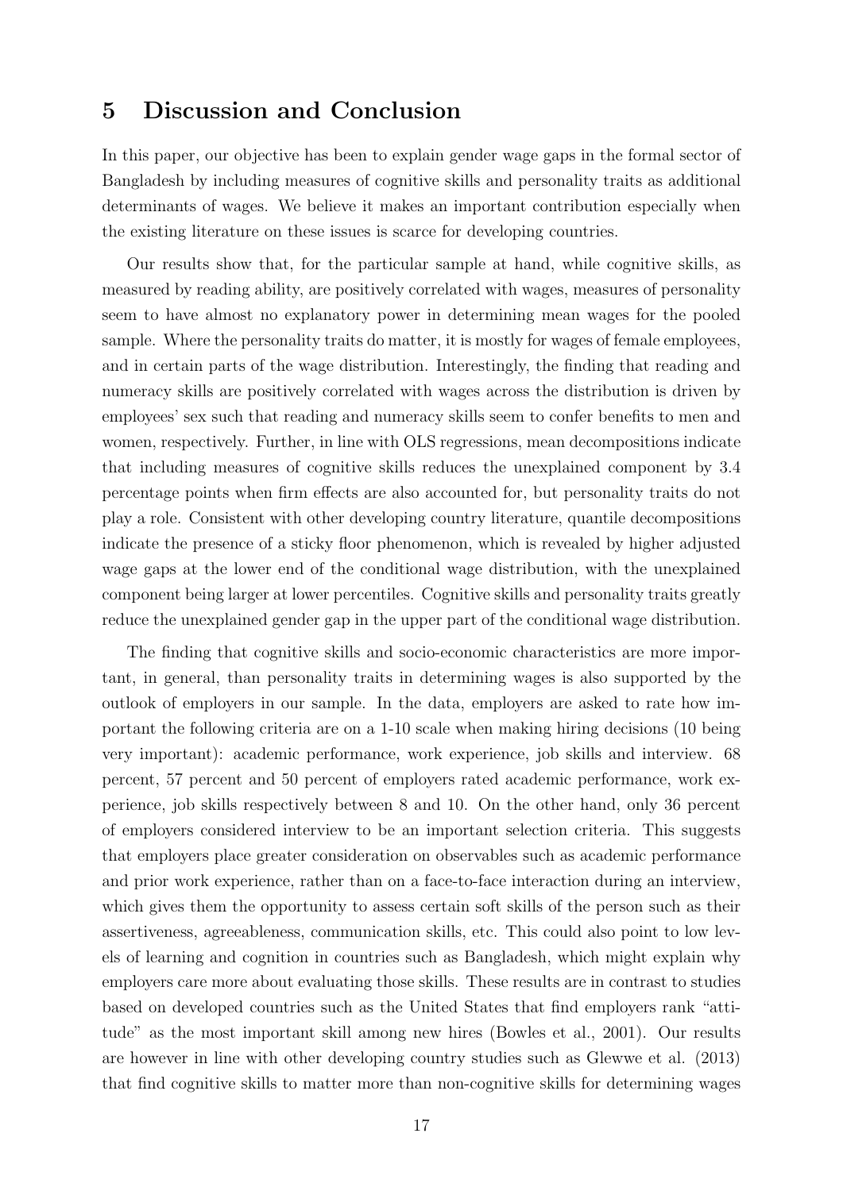## 5 Discussion and Conclusion

In this paper, our objective has been to explain gender wage gaps in the formal sector of Bangladesh by including measures of cognitive skills and personality traits as additional determinants of wages. We believe it makes an important contribution especially when the existing literature on these issues is scarce for developing countries.

Our results show that, for the particular sample at hand, while cognitive skills, as measured by reading ability, are positively correlated with wages, measures of personality seem to have almost no explanatory power in determining mean wages for the pooled sample. Where the personality traits do matter, it is mostly for wages of female employees, and in certain parts of the wage distribution. Interestingly, the finding that reading and numeracy skills are positively correlated with wages across the distribution is driven by employees' sex such that reading and numeracy skills seem to confer benefits to men and women, respectively. Further, in line with OLS regressions, mean decompositions indicate that including measures of cognitive skills reduces the unexplained component by 3.4 percentage points when firm effects are also accounted for, but personality traits do not play a role. Consistent with other developing country literature, quantile decompositions indicate the presence of a sticky floor phenomenon, which is revealed by higher adjusted wage gaps at the lower end of the conditional wage distribution, with the unexplained component being larger at lower percentiles. Cognitive skills and personality traits greatly reduce the unexplained gender gap in the upper part of the conditional wage distribution.

The finding that cognitive skills and socio-economic characteristics are more important, in general, than personality traits in determining wages is also supported by the outlook of employers in our sample. In the data, employers are asked to rate how important the following criteria are on a 1-10 scale when making hiring decisions (10 being very important): academic performance, work experience, job skills and interview. 68 percent, 57 percent and 50 percent of employers rated academic performance, work experience, job skills respectively between 8 and 10. On the other hand, only 36 percent of employers considered interview to be an important selection criteria. This suggests that employers place greater consideration on observables such as academic performance and prior work experience, rather than on a face-to-face interaction during an interview, which gives them the opportunity to assess certain soft skills of the person such as their assertiveness, agreeableness, communication skills, etc. This could also point to low levels of learning and cognition in countries such as Bangladesh, which might explain why employers care more about evaluating those skills. These results are in contrast to studies based on developed countries such as the United States that find employers rank "attitude" as the most important skill among new hires (Bowles et al., 2001). Our results are however in line with other developing country studies such as Glewwe et al. (2013) that find cognitive skills to matter more than non-cognitive skills for determining wages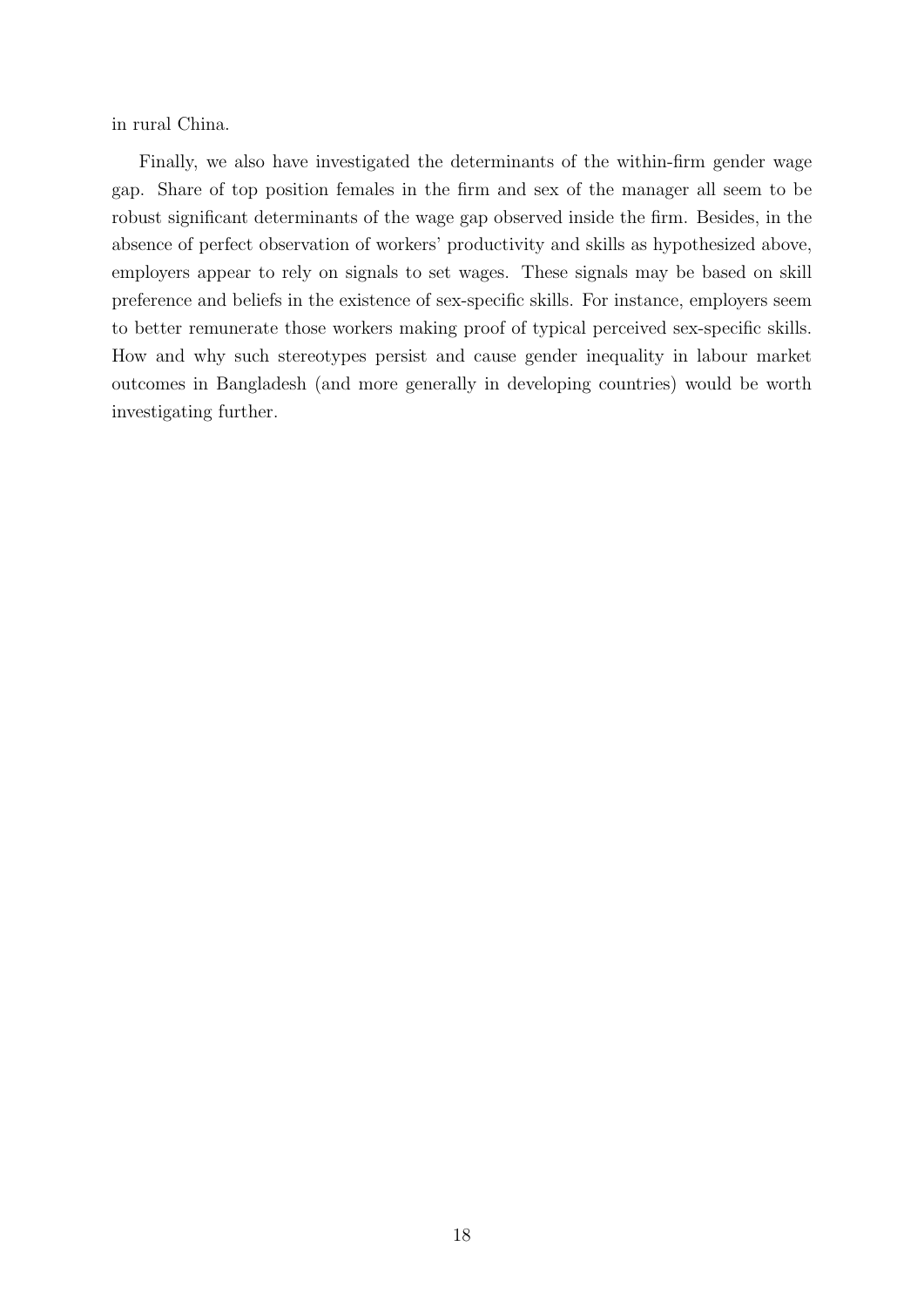in rural China.

Finally, we also have investigated the determinants of the within-firm gender wage gap. Share of top position females in the firm and sex of the manager all seem to be robust significant determinants of the wage gap observed inside the firm. Besides, in the absence of perfect observation of workers' productivity and skills as hypothesized above, employers appear to rely on signals to set wages. These signals may be based on skill preference and beliefs in the existence of sex-specific skills. For instance, employers seem to better remunerate those workers making proof of typical perceived sex-specific skills. How and why such stereotypes persist and cause gender inequality in labour market outcomes in Bangladesh (and more generally in developing countries) would be worth investigating further.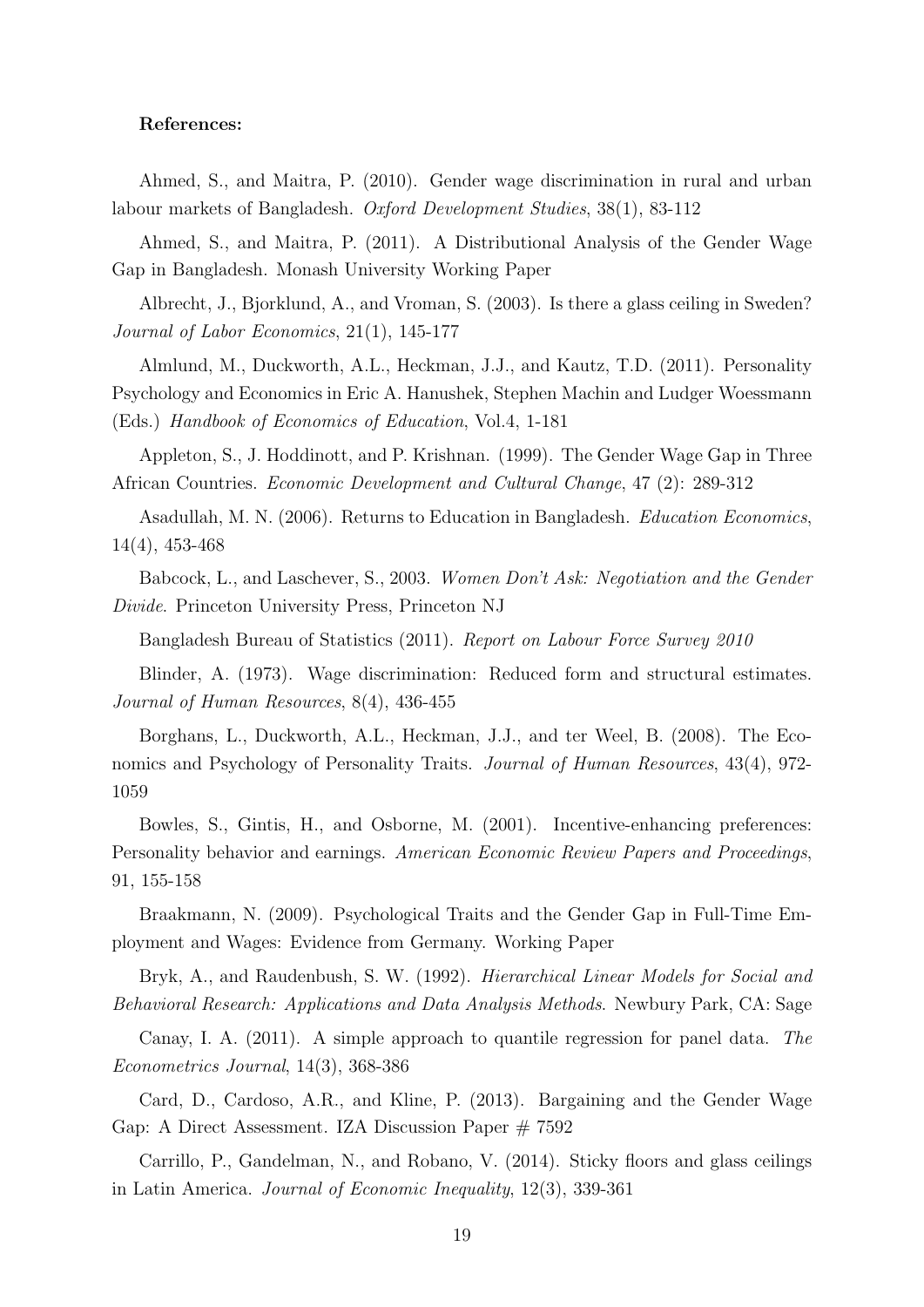**References:**

Ahmed, S., and Maitra, P. (2010). Gender wage discrimination in rural and urban labour markets of Bangladesh. *Oxford Development Studies*, 38(1), 83-112

Ahmed, S., and Maitra, P. (2011). A Distributional Analysis of the Gender Wage Gap in Bangladesh. Monash University Working Paper

Albrecht, J., Bjorklund, A., and Vroman, S. (2003). Is there a glass ceiling in Sweden? *Journal of Labor Economics*, 21(1), 145-177

Almlund, M., Duckworth, A.L., Heckman, J.J., and Kautz, T.D. (2011). Personality Psychology and Economics in Eric A. Hanushek, Stephen Machin and Ludger Woessmann (Eds.) *Handbook of Economics of Education*, Vol.4, 1-181

Appleton, S., J. Hoddinott, and P. Krishnan. (1999). The Gender Wage Gap in Three African Countries. *Economic Development and Cultural Change*, 47 (2): 289-312

Asadullah, M. N. (2006). Returns to Education in Bangladesh. *Education Economics*, 14(4), 453-468

Babcock, L., and Laschever, S., 2003. *Women Don't Ask: Negotiation and the Gender Divide*. Princeton University Press, Princeton NJ

Bangladesh Bureau of Statistics (2011). *Report on Labour Force Survey 2010*

Blinder, A. (1973). Wage discrimination: Reduced form and structural estimates. *Journal of Human Resources*, 8(4), 436-455

Borghans, L., Duckworth, A.L., Heckman, J.J., and ter Weel, B. (2008). The Economics and Psychology of Personality Traits. *Journal of Human Resources*, 43(4), 972-1059

Bowles, S., Gintis, H., and Osborne, M. (2001). Incentive-enhancing preferences: Personality behavior and earnings. *American Economic Review Papers and Proceedings*, 91, 155-158

Braakmann, N. (2009). Psychological Traits and the Gender Gap in Full-Time Employment and Wages: Evidence from Germany. Working Paper

Bryk, A., and Raudenbush, S. W. (1992). *Hierarchical Linear Models for Social and Behavioral Research: Applications and Data Analysis Methods*. Newbury Park, CA: Sage

Canay, I. A. (2011). A simple approach to quantile regression for panel data. *The Econometrics Journal*, 14(3), 368-386

Card, D., Cardoso, A.R., and Kline, P. (2013). Bargaining and the Gender Wage Gap: A Direct Assessment. IZA Discussion Paper # 7592

Carrillo, P., Gandelman, N., and Robano, V. (2014). Sticky floors and glass ceilings in Latin America. *Journal of Economic Inequality*, 12(3), 339-361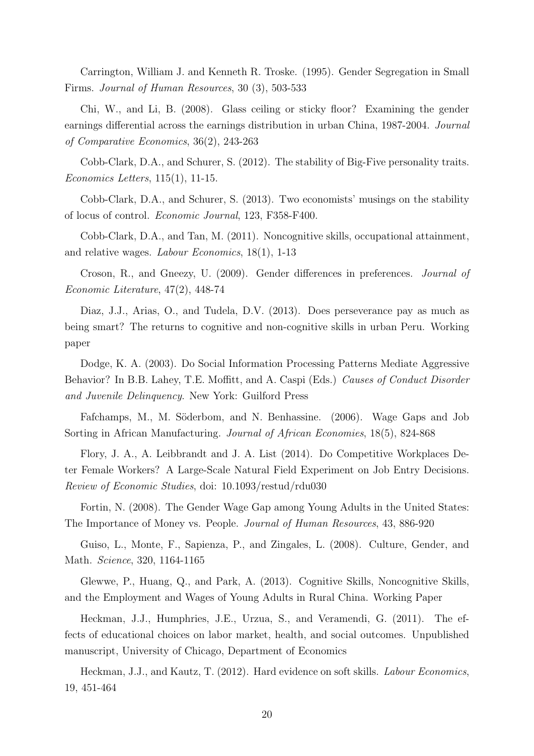Carrington, William J. and Kenneth R. Troske. (1995). Gender Segregation in Small Firms. *Journal of Human Resources*, 30 (3), 503-533

Chi, W., and Li, B. (2008). Glass ceiling or sticky floor? Examining the gender earnings differential across the earnings distribution in urban China, 1987-2004. *Journal of Comparative Economics*, 36(2), 243-263

Cobb-Clark, D.A., and Schurer, S. (2012). The stability of Big-Five personality traits. *Economics Letters*, 115(1), 11-15.

Cobb-Clark, D.A., and Schurer, S. (2013). Two economists' musings on the stability of locus of control. *Economic Journal*, 123, F358-F400.

Cobb-Clark, D.A., and Tan, M. (2011). Noncognitive skills, occupational attainment, and relative wages. *Labour Economics*, 18(1), 1-13

Croson, R., and Gneezy, U. (2009). Gender differences in preferences. *Journal of Economic Literature*, 47(2), 448-74

Diaz, J.J., Arias, O., and Tudela, D.V. (2013). Does perseverance pay as much as being smart? The returns to cognitive and non-cognitive skills in urban Peru. Working paper

Dodge, K. A. (2003). Do Social Information Processing Patterns Mediate Aggressive Behavior? In B.B. Lahey, T.E. Moffitt, and A. Caspi (Eds.) *Causes of Conduct Disorder and Juvenile Delinquency*. New York: Guilford Press

Fafchamps, M., M. Söderbom, and N. Benhassine. (2006). Wage Gaps and Job Sorting in African Manufacturing. *Journal of African Economies*, 18(5), 824-868

Flory, J. A., A. Leibbrandt and J. A. List (2014). Do Competitive Workplaces Deter Female Workers? A Large-Scale Natural Field Experiment on Job Entry Decisions. *Review of Economic Studies*, doi: 10.1093/restud/rdu030

Fortin, N. (2008). The Gender Wage Gap among Young Adults in the United States: The Importance of Money vs. People. *Journal of Human Resources*, 43, 886-920

Guiso, L., Monte, F., Sapienza, P., and Zingales, L. (2008). Culture, Gender, and Math. *Science*, 320, 1164-1165

Glewwe, P., Huang, Q., and Park, A. (2013). Cognitive Skills, Noncognitive Skills, and the Employment and Wages of Young Adults in Rural China. Working Paper

Heckman, J.J., Humphries, J.E., Urzua, S., and Veramendi, G. (2011). The effects of educational choices on labor market, health, and social outcomes. Unpublished manuscript, University of Chicago, Department of Economics

Heckman, J.J., and Kautz, T. (2012). Hard evidence on soft skills. *Labour Economics*, 19, 451-464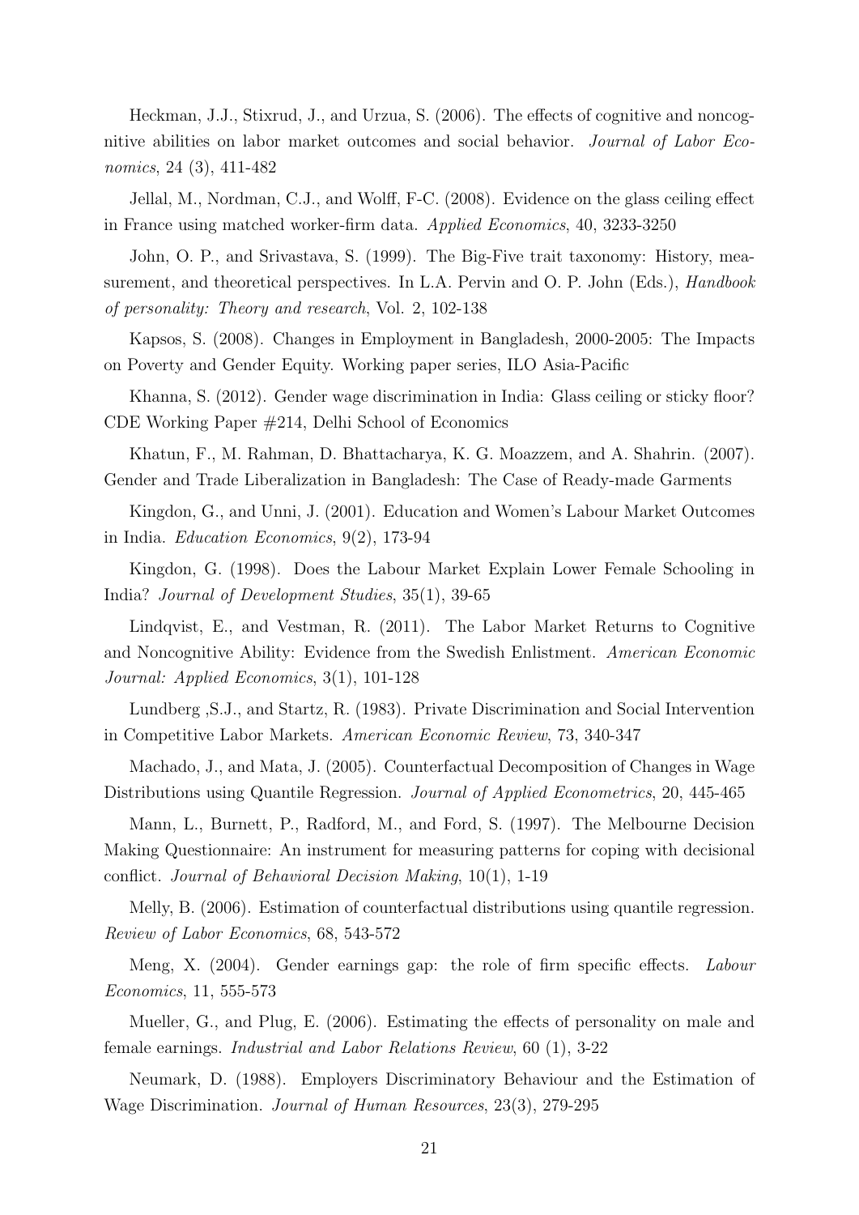Heckman, J.J., Stixrud, J., and Urzua, S. (2006). The effects of cognitive and noncognitive abilities on labor market outcomes and social behavior. *Journal of Labor Economics*, 24 (3), 411-482

Jellal, M., Nordman, C.J., and Wolff, F-C. (2008). Evidence on the glass ceiling effect in France using matched worker-firm data. *Applied Economics*, 40, 3233-3250

John, O. P., and Srivastava, S. (1999). The Big-Five trait taxonomy: History, measurement, and theoretical perspectives. In L.A. Pervin and O. P. John (Eds.), *Handbook of personality: Theory and research*, Vol. 2, 102-138

Kapsos, S. (2008). Changes in Employment in Bangladesh, 2000-2005: The Impacts on Poverty and Gender Equity. Working paper series, ILO Asia-Pacific

Khanna, S. (2012). Gender wage discrimination in India: Glass ceiling or sticky floor? CDE Working Paper #214, Delhi School of Economics

Khatun, F., M. Rahman, D. Bhattacharya, K. G. Moazzem, and A. Shahrin. (2007). Gender and Trade Liberalization in Bangladesh: The Case of Ready-made Garments

Kingdon, G., and Unni, J. (2001). Education and Women's Labour Market Outcomes in India. *Education Economics*, 9(2), 173-94

Kingdon, G. (1998). Does the Labour Market Explain Lower Female Schooling in India? *Journal of Development Studies*, 35(1), 39-65

Lindqvist, E., and Vestman, R. (2011). The Labor Market Returns to Cognitive and Noncognitive Ability: Evidence from the Swedish Enlistment. *American Economic Journal: Applied Economics*, 3(1), 101-128

Lundberg ,S.J., and Startz, R. (1983). Private Discrimination and Social Intervention in Competitive Labor Markets. *American Economic Review*, 73, 340-347

Machado, J., and Mata, J. (2005). Counterfactual Decomposition of Changes in Wage Distributions using Quantile Regression. *Journal of Applied Econometrics*, 20, 445-465

Mann, L., Burnett, P., Radford, M., and Ford, S. (1997). The Melbourne Decision Making Questionnaire: An instrument for measuring patterns for coping with decisional conflict. *Journal of Behavioral Decision Making*, 10(1), 1-19

Melly, B. (2006). Estimation of counterfactual distributions using quantile regression. *Review of Labor Economics*, 68, 543-572

Meng, X. (2004). Gender earnings gap: the role of firm specific effects. *Labour Economics*, 11, 555-573

Mueller, G., and Plug, E. (2006). Estimating the effects of personality on male and female earnings. *Industrial and Labor Relations Review*, 60 (1), 3-22

Neumark, D. (1988). Employers Discriminatory Behaviour and the Estimation of Wage Discrimination. *Journal of Human Resources*, 23(3), 279-295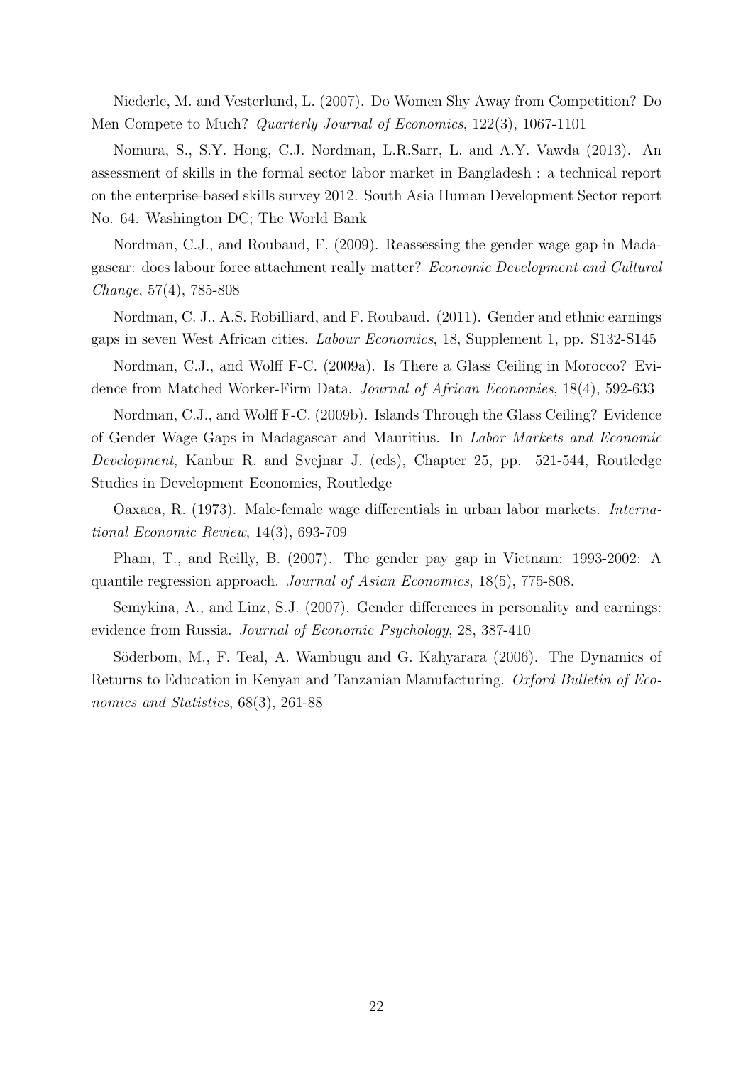Niederle, M. and Vesterlund, L. (2007). Do Women Shy Away from Competition? Do Men Compete to Much? *Quarterly Journal of Economics*, 122(3), 1067-1101

Nomura, S., S.Y. Hong, C.J. Nordman, L.R.Sarr, L. and A.Y. Vawda (2013). An assessment of skills in the formal sector labor market in Bangladesh : a technical report on the enterprise-based skills survey 2012. South Asia Human Development Sector report No. 64. Washington DC; The World Bank

Nordman, C.J., and Roubaud, F. (2009). Reassessing the gender wage gap in Madagascar: does labour force attachment really matter? *Economic Development and Cultural Change*, 57(4), 785-808

Nordman, C. J., A.S. Robilliard, and F. Roubaud. (2011). Gender and ethnic earnings gaps in seven West African cities. *Labour Economics*, 18, Supplement 1, pp. S132-S145

Nordman, C.J., and Wolff F-C. (2009a). Is There a Glass Ceiling in Morocco? Evidence from Matched Worker-Firm Data. *Journal of African Economies*, 18(4), 592-633

Nordman, C.J., and Wolff F-C. (2009b). Islands Through the Glass Ceiling? Evidence of Gender Wage Gaps in Madagascar and Mauritius. In *Labor Markets and Economic Development*, Kanbur R. and Svejnar J. (eds), Chapter 25, pp. 521-544, Routledge Studies in Development Economics, Routledge

Oaxaca, R. (1973). Male-female wage differentials in urban labor markets. *International Economic Review*, 14(3), 693-709

Pham, T., and Reilly, B. (2007). The gender pay gap in Vietnam: 1993-2002: A quantile regression approach. *Journal of Asian Economics*, 18(5), 775-808.

Semykina, A., and Linz, S.J. (2007). Gender differences in personality and earnings: evidence from Russia. *Journal of Economic Psychology*, 28, 387-410

Söderbom, M., F. Teal, A. Wambugu and G. Kahyarara (2006). The Dynamics of Returns to Education in Kenyan and Tanzanian Manufacturing. *Oxford Bulletin of Economics and Statistics*, 68(3), 261-88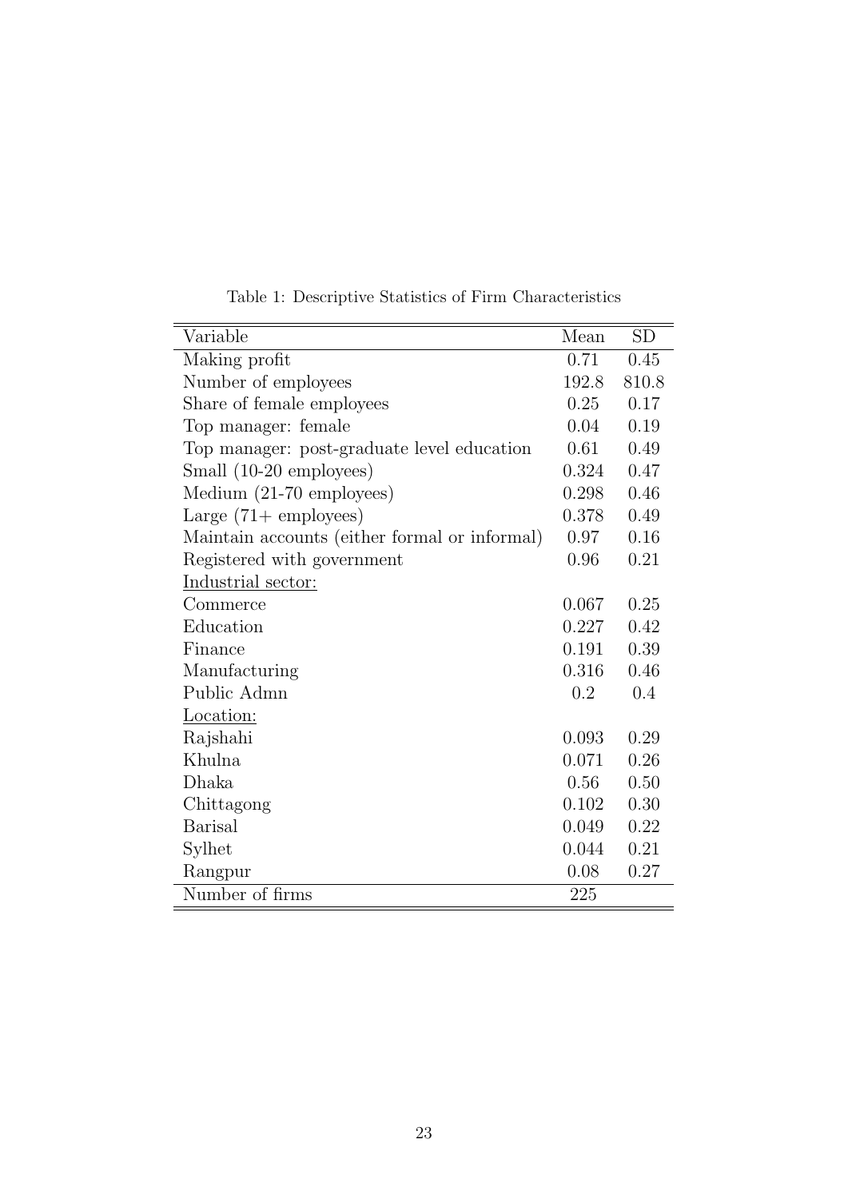Table 1: Descriptive Statistics of Firm Characteristics

| Variable | Mean | SD |
|---|---|---|
| Making profit | 0.71 | 0.45 |
| Number of employees | 192.8 | 810.8 |
| Share of female employees | 0.25 | 0.17 |
| Top manager: female | 0.04 | 0.19 |
| Top manager: post-graduate level education | 0.61 | 0.49 |
| Small (10-20 employees) | 0.324 | 0.47 |
| Medium (21-70 employees) | 0.298 | 0.46 |
| Large (71+ employees) | 0.378 | 0.49 |
| Maintain accounts (either formal or informal) | 0.97 | 0.16 |
| Registered with government | 0.96 | 0.21 |
| <u>Industrial sector:</u> | | |
| Commerce | 0.067 | 0.25 |
| Education | 0.227 | 0.42 |
| Finance | 0.191 | 0.39 |
| Manufacturing | 0.316 | 0.46 |
| Public Admn | 0.2 | 0.4 |
| <u>Location:</u> | | |
| Rajshahi | 0.093 | 0.29 |
| Khulna | 0.071 | 0.26 |
| Dhaka | 0.56 | 0.50 |
| Chittagong | 0.102 | 0.30 |
| Barisal | 0.049 | 0.22 |
| Sylhet | 0.044 | 0.21 |
| Rangpur | 0.08 | 0.27 |
| Number of firms | 225 | |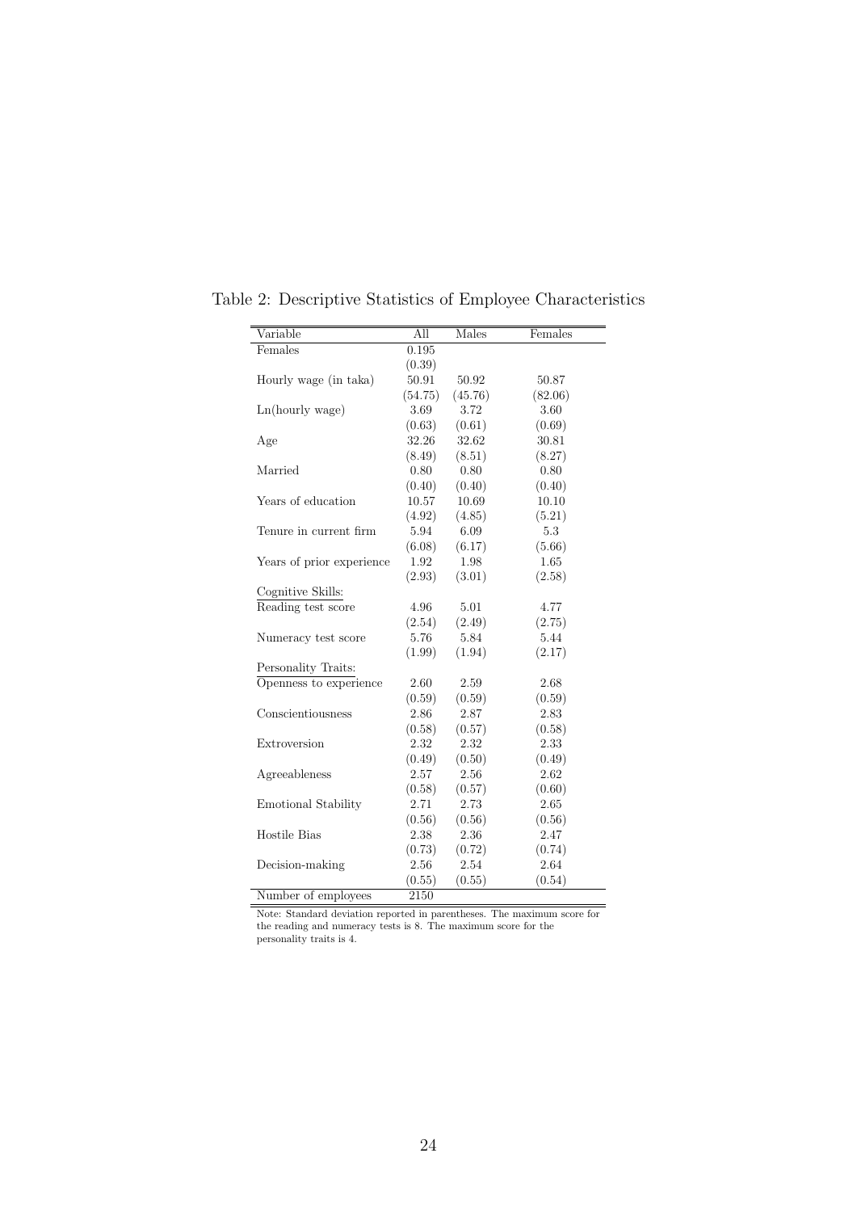Table 2: Descriptive Statistics of Employee Characteristics

| Variable | All | Males | Females |
|---|---|---|---|
| Females | 0.195 | | |
| | (0.39) | | |
| Hourly wage (in taka) | 50.91 | 50.92 | 50.87 |
| | (54.75) | (45.76) | (82.06) |
| Ln(hourly wage) | 3.69 | 3.72 | 3.60 |
| | (0.63) | (0.61) | (0.69) |
| Age | 32.26 | 32.62 | 30.81 |
| | (8.49) | (8.51) | (8.27) |
| Married | 0.80 | 0.80 | 0.80 |
| | (0.40) | (0.40) | (0.40) |
| Years of education | 10.57 | 10.69 | 10.10 |
| | (4.92) | (4.85) | (5.21) |
| Tenure in current firm | 5.94 | 6.09 | 5.3 |
| | (6.08) | (6.17) | (5.66) |
| Years of prior experience | 1.92 | 1.98 | 1.65 |
| | (2.93) | (3.01) | (2.58) |
| Cognitive Skills: | | | |
| Reading test score | 4.96 | 5.01 | 4.77 |
| | (2.54) | (2.49) | (2.75) |
| Numeracy test score | 5.76 | 5.84 | 5.44 |
| | (1.99) | (1.94) | (2.17) |
| Personality Traits: | | | |
| Openness to experience | 2.60 | 2.59 | 2.68 |
| | (0.59) | (0.59) | (0.59) |
| Conscientiousness | 2.86 | 2.87 | 2.83 |
| | (0.58) | (0.57) | (0.58) |
| Extroversion | 2.32 | 2.32 | 2.33 |
| | (0.49) | (0.50) | (0.49) |
| Agreeableness | 2.57 | 2.56 | 2.62 |
| | (0.58) | (0.57) | (0.60) |
| Emotional Stability | 2.71 | 2.73 | 2.65 |
| | (0.56) | (0.56) | (0.56) |
| Hostile Bias | 2.38 | 2.36 | 2.47 |
| | (0.73) | (0.72) | (0.74) |
| Decision-making | 2.56 | 2.54 | 2.64 |
| | (0.55) | (0.55) | (0.54) |
| Number of employees | 2150 | | |

Note: Standard deviation reported in parentheses. The maximum score for the reading and numeracy tests is 8. The maximum score for the personality traits is 4.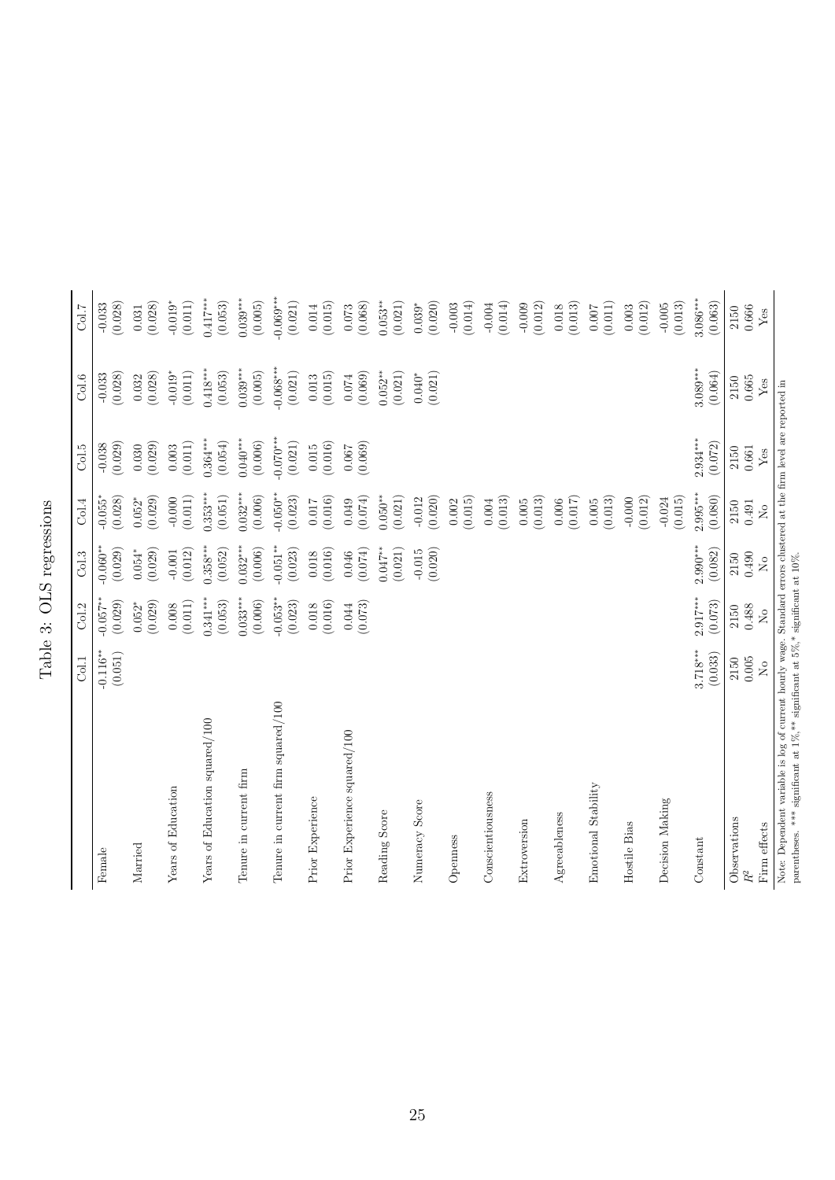Table 3: OLS regressions

| | Col.1 | Col.2 | Col.3 | Col.4 | Col.5 | Col.6 | Col.7 |
|---|---|---|---|---|---|---|---|
| Female | -0.116** | -0.057** | -0.060** | -0.055* | -0.038 | -0.033 | -0.033 |
| | (0.051) | (0.029) | (0.029) | (0.028) | (0.029) | (0.028) | (0.028) |
| Married | | 0.052* | 0.054* | 0.052* | 0.030 | 0.032 | 0.031 |
| | | (0.029) | (0.029) | (0.029) | (0.029) | (0.028) | (0.028) |
| Years of Education | | 0.008 | -0.001 | -0.000 | 0.003 | -0.019* | -0.019* |
| | | (0.011) | (0.012) | (0.011) | (0.011) | (0.011) | (0.011) |
| Years of Education squared/100 | | 0.341*** | 0.358*** | 0.353*** | 0.364*** | 0.418*** | 0.417*** |
| | | (0.053) | (0.052) | (0.051) | (0.054) | (0.053) | (0.053) |
| Tenure in current firm | | 0.033*** | 0.032*** | 0.032*** | 0.040*** | 0.039*** | 0.039*** |
| | | (0.006) | (0.006) | (0.006) | (0.006) | (0.005) | (0.005) |
| Tenure in current firm squared/100 | | -0.053** | -0.051** | -0.050** | -0.070*** | -0.068*** | -0.069*** |
| | | (0.023) | (0.023) | (0.023) | (0.021) | (0.021) | (0.021) |
| Prior Experience | | 0.018 | 0.018 | 0.017 | 0.015 | 0.013 | 0.014 |
| | | (0.016) | (0.016) | (0.016) | (0.016) | (0.015) | (0.015) |
| Prior Experience squared/100 | | 0.044 | 0.046 | 0.049 | 0.067 | 0.074 | 0.073 |
| | | (0.073) | (0.074) | (0.074) | (0.069) | (0.069) | (0.068) |
| Reading Score | | | 0.047** | 0.050** | | 0.052** | 0.053** |
| | | | (0.021) | (0.021) | | (0.021) | (0.021) |
| Numeracy Score | | | -0.015 | -0.012 | | 0.040* | 0.039* |
| | | | (0.020) | (0.020) | | (0.021) | (0.020) |
| Openness | | | | 0.002 | | | -0.003 |
| | | | | (0.015) | | | (0.014) |
| Conscientiousness | | | | 0.004 | | | -0.004 |
| | | | | (0.013) | | | (0.014) |
| Extroversion | | | | 0.005 | | | -0.009 |
| | | | | (0.013) | | | (0.012) |
| Agreeableness | | | | 0.006 | | | 0.018 |
| | | | | (0.017) | | | (0.013) |
| Emotional Stability | | | | 0.005 | | | 0.007 |
| | | | | (0.013) | | | (0.011) |
| Hostile Bias | | | | -0.000 | | | 0.003 |
| | | | | (0.012) | | | (0.012) |
| Decision Making | | | | -0.024 | | | -0.005 |
| | | | | (0.015) | | | (0.013) |
| Constant | 3.718*** | 2.917*** | 2.990*** | 2.995*** | 2.934*** | 3.089*** | 3.086*** |
| | (0.033) | (0.073) | (0.082) | (0.080) | (0.072) | (0.064) | (0.063) |
| Observations | 2150 | 2150 | 2150 | 2150 | 2150 | 2150 | 2150 |
| $R^2$ | 0.005 | 0.488 | 0.490 | 0.491 | 0.661 | 0.665 | 0.666 |
| Firm effects | No | No | No | No | Yes | Yes | Yes |

Note: Dependent variable is log of current hourly wage. Standard errors clustered at the firm level are reported in parentheses. *** significant at 1%, ** significant at 5%, * significant at 10%.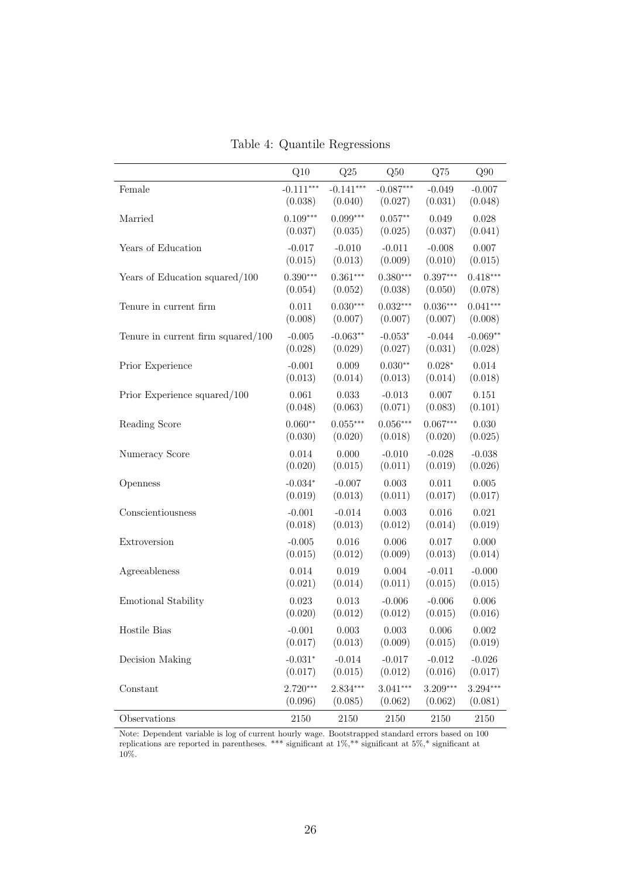Table 4: Quantile Regressions

| | Q10 | Q25 | Q50 | Q75 | Q90 |
|---|---|---|---|---|---|
| Female | -0.111*** | -0.141*** | -0.087*** | -0.049 | -0.007 |
| | (0.038) | (0.040) | (0.027) | (0.031) | (0.048) |
| Married | 0.109*** | 0.099*** | 0.057** | 0.049 | 0.028 |
| | (0.037) | (0.035) | (0.025) | (0.037) | (0.041) |
| Years of Education | -0.017 | -0.010 | -0.011 | -0.008 | 0.007 |
| | (0.015) | (0.013) | (0.009) | (0.010) | (0.015) |
| Years of Education squared/100 | 0.390*** | 0.361*** | 0.380*** | 0.397*** | 0.418*** |
| | (0.054) | (0.052) | (0.038) | (0.050) | (0.078) |
| Tenure in current firm | 0.011 | 0.030*** | 0.032*** | 0.036*** | 0.041*** |
| | (0.008) | (0.007) | (0.007) | (0.007) | (0.008) |
| Tenure in current firm squared/100 | -0.005 | -0.063** | -0.053* | -0.044 | -0.069** |
| | (0.028) | (0.029) | (0.027) | (0.031) | (0.028) |
| Prior Experience | -0.001 | 0.009 | 0.030** | 0.028* | 0.014 |
| | (0.013) | (0.014) | (0.013) | (0.014) | (0.018) |
| Prior Experience squared/100 | 0.061 | 0.033 | -0.013 | 0.007 | 0.151 |
| | (0.048) | (0.063) | (0.071) | (0.083) | (0.101) |
| Reading Score | 0.060** | 0.055*** | 0.056*** | 0.067*** | 0.030 |
| | (0.030) | (0.020) | (0.018) | (0.020) | (0.025) |
| Numeracy Score | 0.014 | 0.000 | -0.010 | -0.028 | -0.038 |
| | (0.020) | (0.015) | (0.011) | (0.019) | (0.026) |
| Openness | -0.034* | -0.007 | 0.003 | 0.011 | 0.005 |
| | (0.019) | (0.013) | (0.011) | (0.017) | (0.017) |
| Conscientiousness | -0.001 | -0.014 | 0.003 | 0.016 | 0.021 |
| | (0.018) | (0.013) | (0.012) | (0.014) | (0.019) |
| Extroversion | -0.005 | 0.016 | 0.006 | 0.017 | 0.000 |
| | (0.015) | (0.012) | (0.009) | (0.013) | (0.014) |
| Agreeableness | 0.014 | 0.019 | 0.004 | -0.011 | -0.000 |
| | (0.021) | (0.014) | (0.011) | (0.015) | (0.015) |
| Emotional Stability | 0.023 | 0.013 | -0.006 | -0.006 | 0.006 |
| | (0.020) | (0.012) | (0.012) | (0.015) | (0.016) |
| Hostile Bias | -0.001 | 0.003 | 0.003 | 0.006 | 0.002 |
| | (0.017) | (0.013) | (0.009) | (0.015) | (0.019) |
| Decision Making | -0.031* | -0.014 | -0.017 | -0.012 | -0.026 |
| | (0.017) | (0.015) | (0.012) | (0.016) | (0.017) |
| Constant | 2.720*** | 2.834*** | 3.041*** | 3.209*** | 3.294*** |
| | (0.096) | (0.085) | (0.062) | (0.062) | (0.081) |
| Observations | 2150 | 2150 | 2150 | 2150 | 2150 |

Note: Dependent variable is log of current hourly wage. Bootstrapped standard errors based on 100 replications are reported in parentheses. *** significant at 1%,** significant at 5%,* significant at 10%.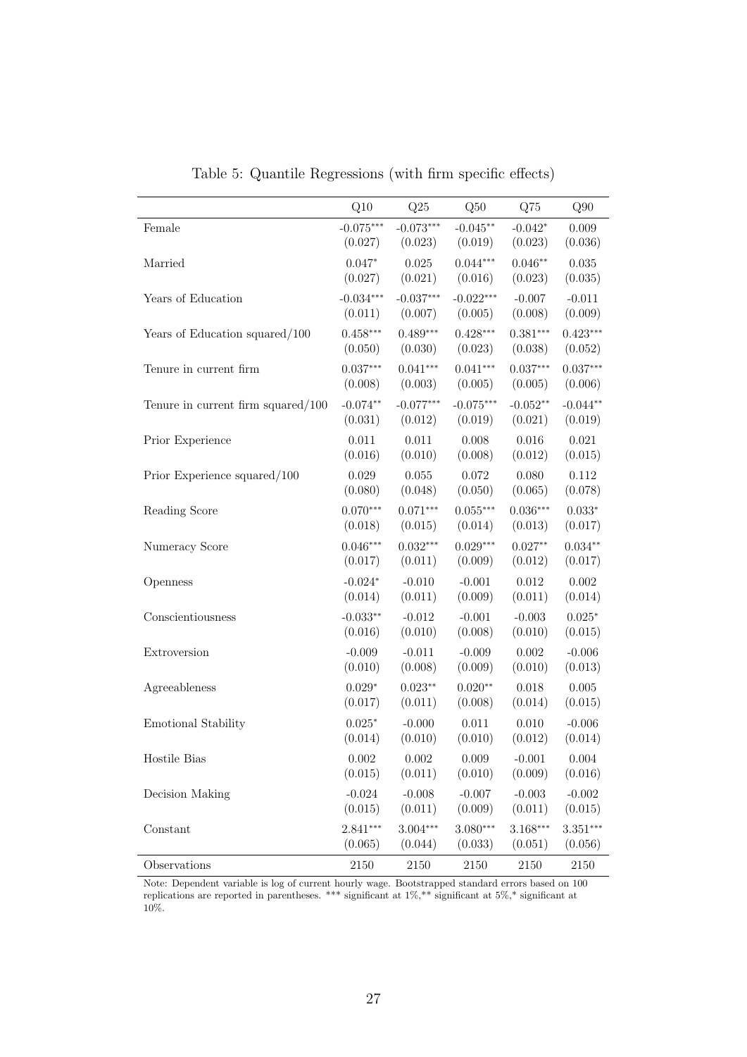Table 5: Quantile Regressions (with firm specific effects)

| | Q10 | Q25 | Q50 | Q75 | Q90 |
|---|---|---|---|---|---|
| Female | -0.075*** | -0.073*** | -0.045** | -0.042* | 0.009 |
| | (0.027) | (0.023) | (0.019) | (0.023) | (0.036) |
| Married | 0.047* | 0.025 | 0.044*** | 0.046** | 0.035 |
| | (0.027) | (0.021) | (0.016) | (0.023) | (0.035) |
| Years of Education | -0.034*** | -0.037*** | -0.022*** | -0.007 | -0.011 |
| | (0.011) | (0.007) | (0.005) | (0.008) | (0.009) |
| Years of Education squared/100 | 0.458*** | 0.489*** | 0.428*** | 0.381*** | 0.423*** |
| | (0.050) | (0.030) | (0.023) | (0.038) | (0.052) |
| Tenure in current firm | 0.037*** | 0.041*** | 0.041*** | 0.037*** | 0.037*** |
| | (0.008) | (0.003) | (0.005) | (0.005) | (0.006) |
| Tenure in current firm squared/100 | -0.074** | -0.077*** | -0.075*** | -0.052** | -0.044** |
| | (0.031) | (0.012) | (0.019) | (0.021) | (0.019) |
| Prior Experience | 0.011 | 0.011 | 0.008 | 0.016 | 0.021 |
| | (0.016) | (0.010) | (0.008) | (0.012) | (0.015) |
| Prior Experience squared/100 | 0.029 | 0.055 | 0.072 | 0.080 | 0.112 |
| | (0.080) | (0.048) | (0.050) | (0.065) | (0.078) |
| Reading Score | 0.070*** | 0.071*** | 0.055*** | 0.036*** | 0.033* |
| | (0.018) | (0.015) | (0.014) | (0.013) | (0.017) |
| Numeracy Score | 0.046*** | 0.032*** | 0.029*** | 0.027** | 0.034** |
| | (0.017) | (0.011) | (0.009) | (0.012) | (0.017) |
| Openness | -0.024* | -0.010 | -0.001 | 0.012 | 0.002 |
| | (0.014) | (0.011) | (0.009) | (0.011) | (0.014) |
| Conscientiousness | -0.033** | -0.012 | -0.001 | -0.003 | 0.025* |
| | (0.016) | (0.010) | (0.008) | (0.010) | (0.015) |
| Extroversion | -0.009 | -0.011 | -0.009 | 0.002 | -0.006 |
| | (0.010) | (0.008) | (0.009) | (0.010) | (0.013) |
| Agreeableness | 0.029* | 0.023** | 0.020** | 0.018 | 0.005 |
| | (0.017) | (0.011) | (0.008) | (0.014) | (0.015) |
| Emotional Stability | 0.025* | -0.000 | 0.011 | 0.010 | -0.006 |
| | (0.014) | (0.010) | (0.010) | (0.012) | (0.014) |
| Hostile Bias | 0.002 | 0.002 | 0.009 | -0.001 | 0.004 |
| | (0.015) | (0.011) | (0.010) | (0.009) | (0.016) |
| Decision Making | -0.024 | -0.008 | -0.007 | -0.003 | -0.002 |
| | (0.015) | (0.011) | (0.009) | (0.011) | (0.015) |
| Constant | 2.841*** | 3.004*** | 3.080*** | 3.168*** | 3.351*** |
| | (0.065) | (0.044) | (0.033) | (0.051) | (0.056) |
| Observations | 2150 | 2150 | 2150 | 2150 | 2150 |

Note: Dependent variable is log of current hourly wage. Bootstrapped standard errors based on 100 replications are reported in parentheses. *** significant at 1%,** significant at 5%,* significant at 10%.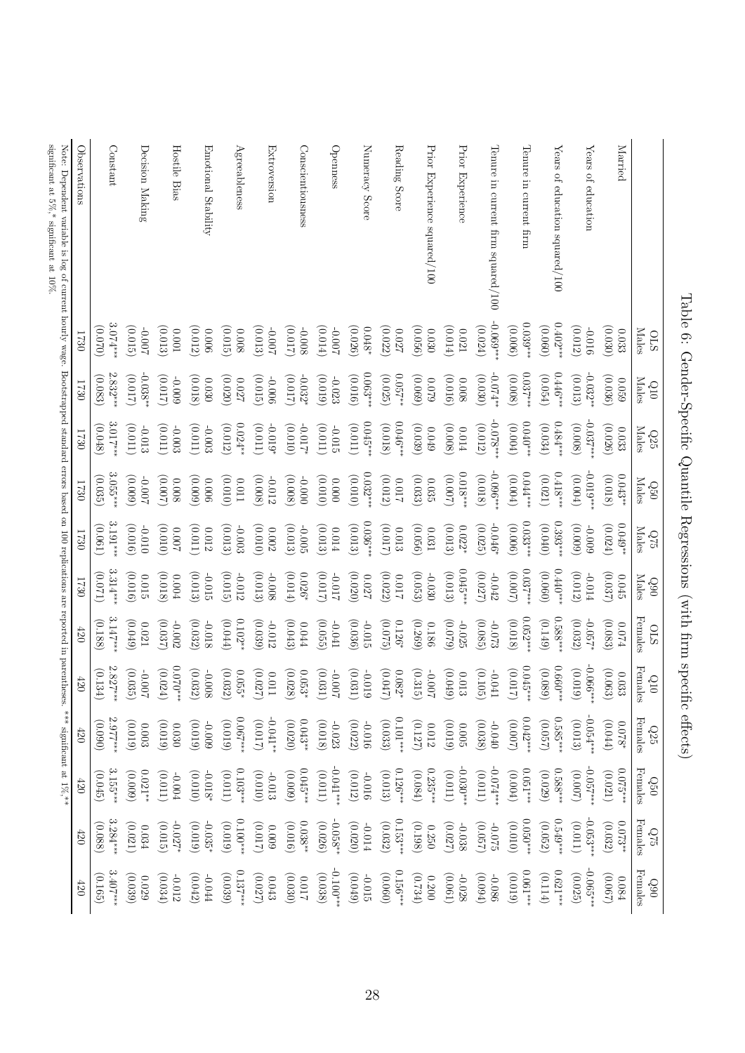# Table 6: Gender-Specific Quantile Regressions (with firm specific effects)

| | OLS Males | Q10 Males | Q25 Males | Q50 Males | Q75 Males | Q90 Males | OLS Females | Q10 Females | Q25 Females | Q50 Females | Q75 Females | Q90 Females |
|---|---|---|---|---|---|---|---|---|---|---|---|---|
| Married | 0.033 | 0.059 | 0.033 | 0.043** | 0.049** | 0.045 | 0.074 | 0.033 | 0.078* | 0.075*** | 0.073** | 0.084 |
| | (0.030) | (0.036) | (0.026) | (0.018) | (0.024) | (0.037) | (0.083) | (0.063) | (0.044) | (0.021) | (0.032) | (0.067) |
| Years of education | -0.016 | -0.032** | -0.037*** | -0.019*** | -0.009 | -0.014 | -0.057* | -0.066*** | -0.054*** | -0.057*** | -0.053*** | -0.065*** |
| | (0.012) | (0.013) | (0.008) | (0.004) | (0.009) | (0.012) | (0.032) | (0.019) | (0.013) | (0.007) | (0.011) | (0.025) |
| Years of education squared/100 | 0.402*** | 0.446*** | 0.484*** | 0.418*** | 0.393*** | 0.440*** | 0.588*** | 0.660*** | 0.585*** | 0.588*** | 0.549*** | 0.621*** |
| | (0.060) | (0.054) | (0.034) | (0.021) | (0.040) | (0.060) | (0.149) | (0.089) | (0.057) | (0.029) | (0.052) | (0.114) |
| Tenure in current firm | 0.039*** | 0.037*** | 0.040*** | 0.044*** | 0.033*** | 0.037*** | 0.052*** | 0.045*** | 0.042*** | 0.051*** | 0.050*** | 0.061*** |
| | (0.006) | (0.008) | (0.004) | (0.004) | (0.006) | (0.007) | (0.018) | (0.017) | (0.007) | (0.004) | (0.010) | (0.019) |
| Tenure in current firm squared/100 | -0.069*** | -0.074** | -0.078*** | -0.096*** | -0.046* | -0.042 | -0.073 | -0.041 | -0.040 | -0.074*** | -0.075 | -0.086 |
| | (0.024) | (0.030) | (0.012) | (0.018) | (0.025) | (0.027) | (0.085) | (0.105) | (0.038) | (0.011) | (0.057) | (0.094) |
| Prior Experience | 0.021 | 0.008 | 0.014 | 0.018*** | 0.022* | 0.045*** | -0.025 | 0.013 | 0.005 | -0.030*** | -0.038 | -0.028 |
| | (0.014) | (0.016) | (0.008) | (0.007) | (0.013) | (0.013) | (0.079) | (0.049) | (0.019) | (0.011) | (0.027) | (0.061) |
| Prior Experience squared/100 | 0.030 | 0.079 | 0.049 | 0.035 | 0.031 | -0.030 | 0.186 | -0.007 | 0.012 | 0.235*** | 0.250 | 0.200 |
| | (0.056) | (0.069) | (0.039) | (0.033) | (0.056) | (0.053) | (0.269) | (0.315) | (0.127) | (0.084) | (0.198) | (0.734) |
| Reading Score | 0.027 | 0.057** | 0.046*** | 0.017 | 0.013 | 0.017 | 0.126* | 0.082* | 0.101*** | 0.126*** | 0.153*** | 0.156*** |
| | (0.022) | (0.025) | (0.018) | (0.012) | (0.017) | (0.022) | (0.075) | (0.047) | (0.033) | (0.013) | (0.032) | (0.060) |
| Numeracy Score | 0.048* | 0.063*** | 0.045*** | 0.032*** | 0.036*** | 0.027 | -0.015 | -0.019 | -0.016 | -0.016 | -0.014 | -0.015 |
| | (0.026) | (0.016) | (0.011) | (0.010) | (0.013) | (0.020) | (0.036) | (0.031) | (0.022) | (0.012) | (0.020) | (0.049) |
| Openness | -0.007 | -0.023 | -0.015 | 0.000 | 0.014 | -0.017 | -0.041 | -0.007 | -0.023 | -0.041*** | -0.058** | -0.100*** |
| | (0.014) | (0.019) | (0.011) | (0.010) | (0.013) | (0.017) | (0.055) | (0.031) | (0.018) | (0.011) | (0.026) | (0.038) |
| Conscientiousness | -0.008 | -0.032* | -0.017* | -0.000 | -0.005 | 0.026* | 0.044 | 0.053* | 0.043** | 0.045*** | 0.038** | 0.017 |
| | (0.017) | (0.017) | (0.010) | (0.008) | (0.013) | (0.014) | (0.043) | (0.028) | (0.020) | (0.009) | (0.016) | (0.030) |
| Extroversion | -0.007 | -0.006 | -0.019* | -0.012 | 0.002 | -0.008 | -0.012 | 0.011 | -0.041** | -0.013 | 0.009 | 0.043 |
| | (0.013) | (0.015) | (0.011) | (0.008) | (0.010) | (0.013) | (0.039) | (0.027) | (0.017) | (0.010) | (0.017) | (0.027) |
| Agreeableness | 0.008 | 0.027 | 0.024** | 0.011 | -0.003 | -0.012 | 0.102** | 0.055* | 0.067*** | 0.103*** | 0.100*** | 0.137*** |
| | (0.015) | (0.020) | (0.012) | (0.010) | (0.013) | (0.015) | (0.044) | (0.032) | (0.019) | (0.011) | (0.019) | (0.039) |
| Emotional Stability | 0.006 | 0.030 | -0.003 | 0.006 | 0.012 | -0.015 | -0.018 | -0.008 | -0.009 | -0.018* | -0.035* | -0.044 |
| | (0.012) | (0.018) | (0.011) | (0.009) | (0.011) | (0.013) | (0.032) | (0.032) | (0.019) | (0.010) | (0.019) | (0.042) |
| Hostile Bias | 0.001 | -0.009 | -0.003 | 0.008 | 0.007 | 0.004 | -0.002 | 0.070*** | 0.030 | -0.004 | -0.027* | -0.012 |
| | (0.013) | (0.017) | (0.011) | (0.007) | (0.010) | (0.018) | (0.037) | (0.024) | (0.019) | (0.011) | (0.015) | (0.034) |
| Decision Making | -0.007 | -0.038** | -0.013 | -0.007 | -0.010 | 0.015 | 0.021 | -0.007 | 0.003 | 0.021** | 0.034 | 0.029 |
| | (0.015) | (0.017) | (0.011) | (0.009) | (0.016) | (0.016) | (0.049) | (0.035) | (0.019) | (0.009) | (0.021) | (0.039) |
| Constant | 3.074*** | 2.832*** | 3.017*** | 3.055*** | 3.191*** | 3.314*** | 3.147*** | 2.827*** | 2.977*** | 3.155*** | 3.284*** | 3.407*** |
| | (0.070) | (0.083) | (0.048) | (0.035) | (0.061) | (0.071) | (0.188) | (0.134) | (0.090) | (0.045) | (0.088) | (0.165) |
| Observations | 1730 | 1730 | 1730 | 1730 | 1730 | 1730 | 420 | 420 | 420 | 420 | 420 | 420 |

Note: Dependent variable is log of current hourly wage. Bootstrapped standard errors based on 100 replications are reported in parentheses. *** significant at 1%,** significant at 5%,* significant at 10%.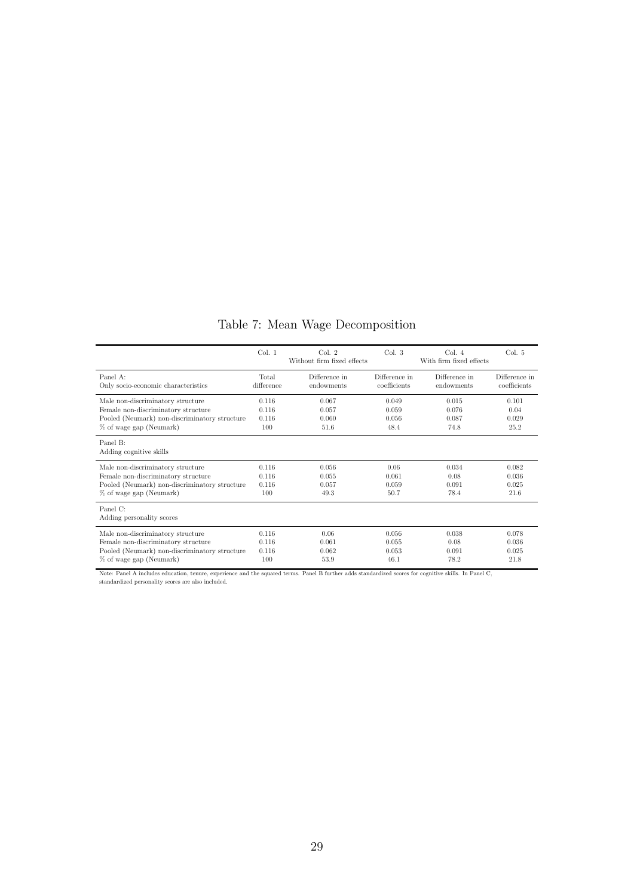Table 7: Mean Wage Decomposition

| | Col. 1 | Col. 2 Without firm fixed effects | Col. 3 | Col. 4 With firm fixed effects | Col. 5 |
|---|---|---|---|---|---|
| Panel A: Only socio-economic characteristics | Total difference | Difference in endowments | Difference in coefficients | Difference in endowments | Difference in coefficients |
| Male non-discriminatory structure | 0.116 | 0.067 | 0.049 | 0.015 | 0.101 |
| Female non-discriminatory structure | 0.116 | 0.057 | 0.059 | 0.076 | 0.04 |
| Pooled (Neumark) non-discriminatory structure | 0.116 | 0.060 | 0.056 | 0.087 | 0.029 |
| % of wage gap (Neumark) | 100 | 51.6 | 48.4 | 74.8 | 25.2 |
| Panel B: Adding cognitive skills | | | | | |
| Male non-discriminatory structure | 0.116 | 0.056 | 0.06 | 0.034 | 0.082 |
| Female non-discriminatory structure | 0.116 | 0.055 | 0.061 | 0.08 | 0.036 |
| Pooled (Neumark) non-discriminatory structure | 0.116 | 0.057 | 0.059 | 0.091 | 0.025 |
| % of wage gap (Neumark) | 100 | 49.3 | 50.7 | 78.4 | 21.6 |
| Panel C: Adding personality scores | | | | | |
| Male non-discriminatory structure | 0.116 | 0.06 | 0.056 | 0.038 | 0.078 |
| Female non-discriminatory structure | 0.116 | 0.061 | 0.055 | 0.08 | 0.036 |
| Pooled (Neumark) non-discriminatory structure | 0.116 | 0.062 | 0.053 | 0.091 | 0.025 |
| % of wage gap (Neumark) | 100 | 53.9 | 46.1 | 78.2 | 21.8 |

Note: Panel A includes education, tenure, experience and the squared terms. Panel B further adds standardized scores for cognitive skills. In Panel C, standardized personality scores are also included.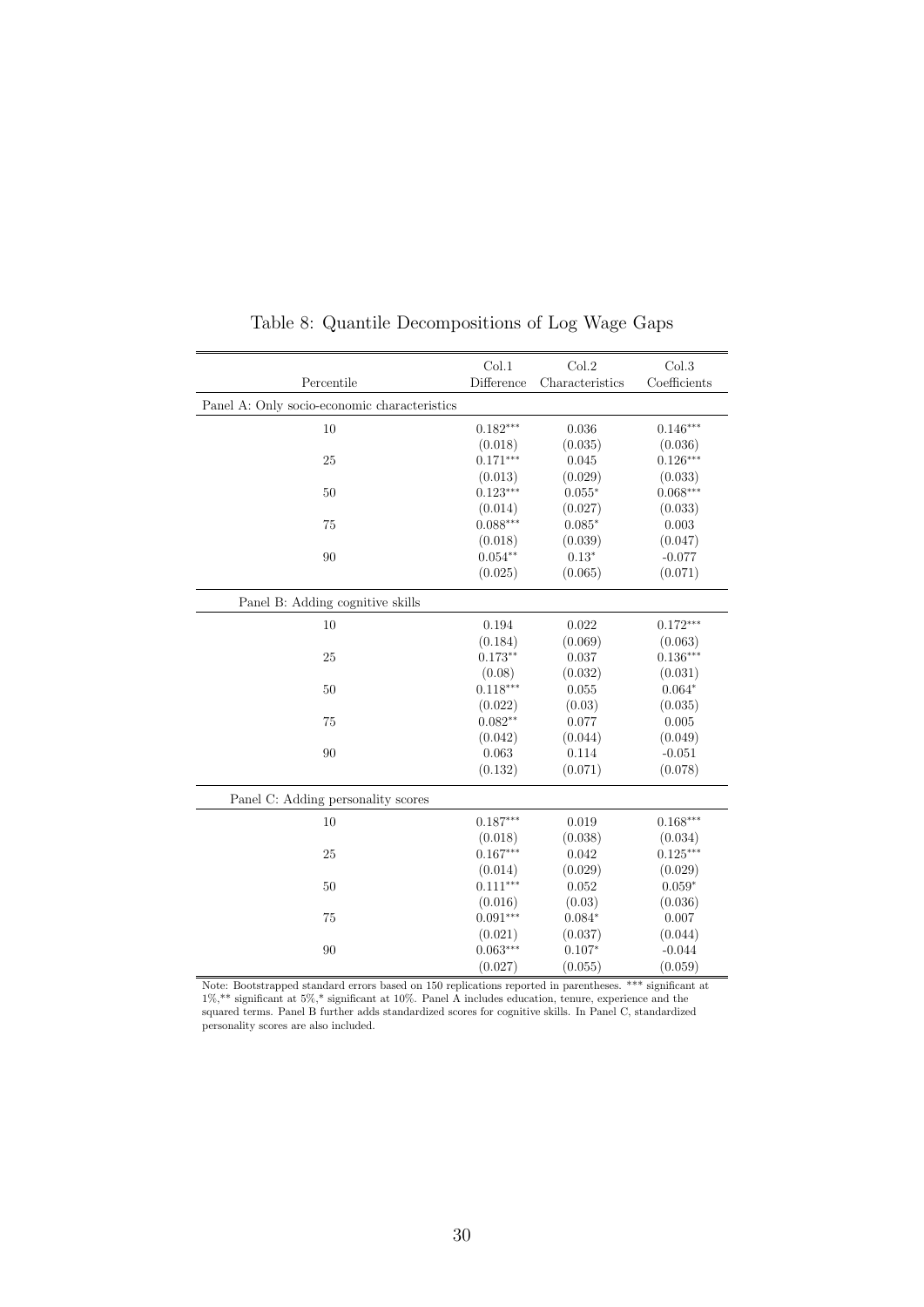Table 8: Quantile Decompositions of Log Wage Gaps

| Percentile | Col.1 Difference | Col.2 Characteristics | Col.3 Coefficients |
|---|---|---|---|
| Panel A: Only socio-economic characteristics | | | |
| 10 | 0.182*** | 0.036 | 0.146*** |
| | (0.018) | (0.035) | (0.036) |
| 25 | 0.171*** | 0.045 | 0.126*** |
| | (0.013) | (0.029) | (0.033) |
| 50 | 0.123*** | 0.055* | 0.068*** |
| | (0.014) | (0.027) | (0.033) |
| 75 | 0.088*** | 0.085* | 0.003 |
| | (0.018) | (0.039) | (0.047) |
| 90 | 0.054** | 0.13* | -0.077 |
| | (0.025) | (0.065) | (0.071) |
| Panel B: Adding cognitive skills | | | |
| 10 | 0.194 | 0.022 | 0.172*** |
| | (0.184) | (0.069) | (0.063) |
| 25 | 0.173** | 0.037 | 0.136*** |
| | (0.08) | (0.032) | (0.031) |
| 50 | 0.118*** | 0.055 | 0.064* |
| | (0.022) | (0.03) | (0.035) |
| 75 | 0.082** | 0.077 | 0.005 |
| | (0.042) | (0.044) | (0.049) |
| 90 | 0.063 | 0.114 | -0.051 |
| | (0.132) | (0.071) | (0.078) |
| Panel C: Adding personality scores | | | |
| 10 | 0.187*** | 0.019 | 0.168*** |
| | (0.018) | (0.038) | (0.034) |
| 25 | 0.167*** | 0.042 | 0.125*** |
| | (0.014) | (0.029) | (0.029) |
| 50 | 0.111*** | 0.052 | 0.059* |
| | (0.016) | (0.03) | (0.036) |
| 75 | 0.091*** | 0.084* | 0.007 |
| | (0.021) | (0.037) | (0.044) |
| 90 | 0.063*** | 0.107* | -0.044 |
| | (0.027) | (0.055) | (0.059) |

Note: Bootstrapped standard errors based on 150 replications reported in parentheses. *** significant at 1%,** significant at 5%,* significant at 10%. Panel A includes education, tenure, experience and the squared terms. Panel B further adds standardized scores for cognitive skills. In Panel C, standardized personality scores are also included.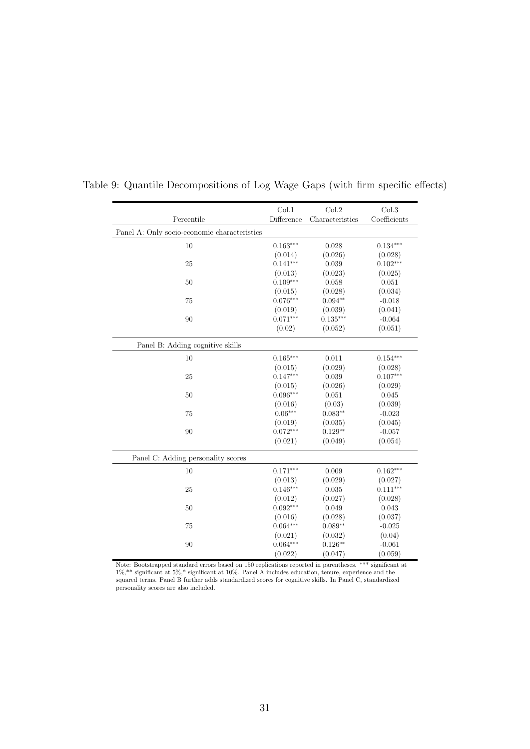Table 9: Quantile Decompositions of Log Wage Gaps (with firm specific effects)

| Percentile | Col.1 Difference | Col.2 Characteristics | Col.3 Coefficients |
|---|---|---|---|
| Panel A: Only socio-economic characteristics | | | |
| 10 | 0.163*** | 0.028 | 0.134*** |
| | (0.014) | (0.026) | (0.028) |
| 25 | 0.141*** | 0.039 | 0.102*** |
| | (0.013) | (0.023) | (0.025) |
| 50 | 0.109*** | 0.058 | 0.051 |
| | (0.015) | (0.028) | (0.034) |
| 75 | 0.076*** | 0.094** | -0.018 |
| | (0.019) | (0.039) | (0.041) |
| 90 | 0.071*** | 0.135*** | -0.064 |
| | (0.02) | (0.052) | (0.051) |
| Panel B: Adding cognitive skills | | | |
| 10 | 0.165*** | 0.011 | 0.154*** |
| | (0.015) | (0.029) | (0.028) |
| 25 | 0.147*** | 0.039 | 0.107*** |
| | (0.015) | (0.026) | (0.029) |
| 50 | 0.096*** | 0.051 | 0.045 |
| | (0.016) | (0.03) | (0.039) |
| 75 | 0.06*** | 0.083** | -0.023 |
| | (0.019) | (0.035) | (0.045) |
| 90 | 0.072*** | 0.129** | -0.057 |
| | (0.021) | (0.049) | (0.054) |
| Panel C: Adding personality scores | | | |
| 10 | 0.171*** | 0.009 | 0.162*** |
| | (0.013) | (0.029) | (0.027) |
| 25 | 0.146*** | 0.035 | 0.111*** |
| | (0.012) | (0.027) | (0.028) |
| 50 | 0.092*** | 0.049 | 0.043 |
| | (0.016) | (0.028) | (0.037) |
| 75 | 0.064*** | 0.089** | -0.025 |
| | (0.021) | (0.032) | (0.04) |
| 90 | 0.064*** | 0.126** | -0.061 |
| | (0.022) | (0.047) | (0.059) |

Note: Bootstrapped standard errors based on 150 replications reported in parentheses. *** significant at 1%,** significant at 5%,* significant at 10%. Panel A includes education, tenure, experience and the squared terms. Panel B further adds standardized scores for cognitive skills. In Panel C, standardized personality scores are also included.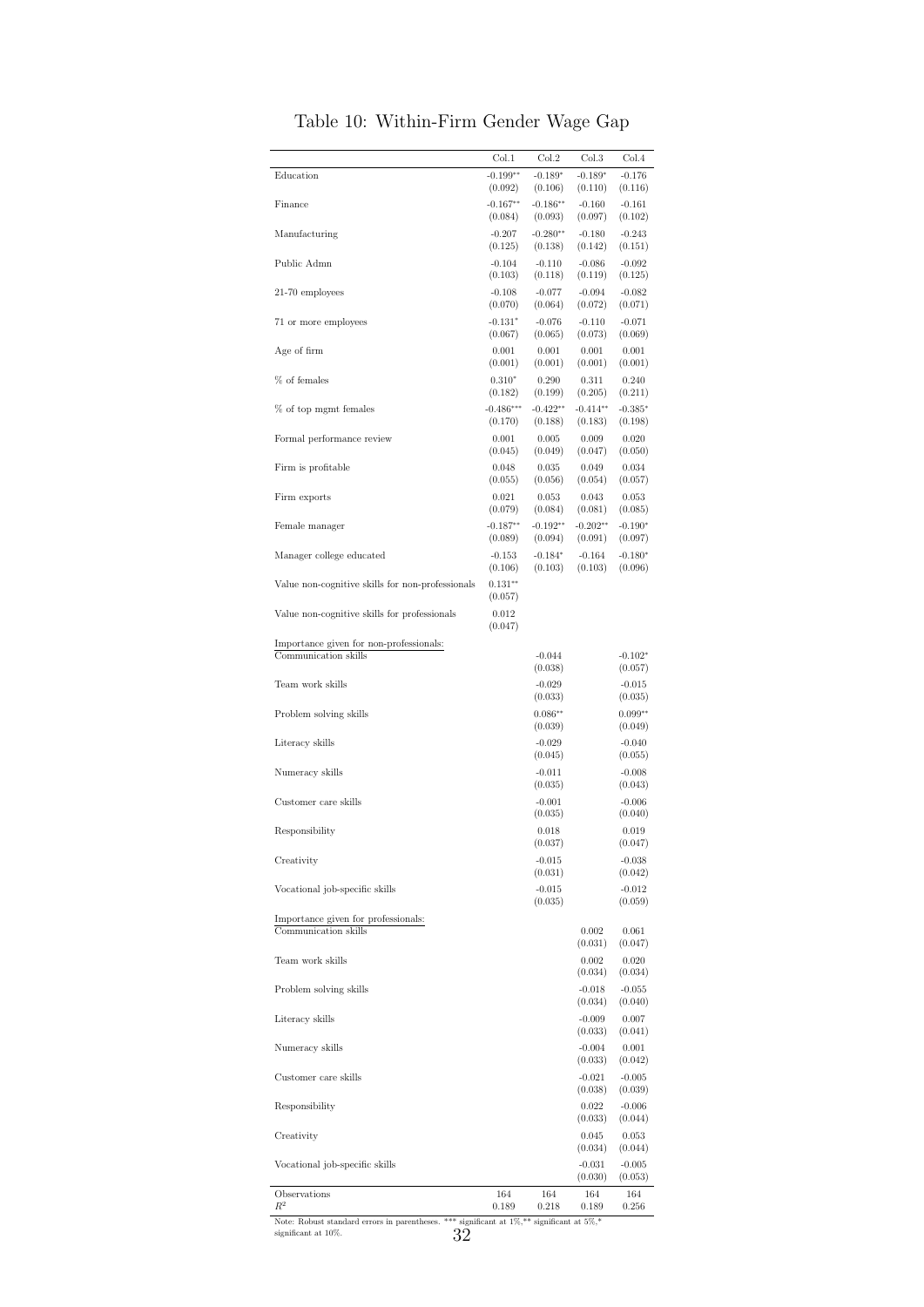# Table 10: Within-Firm Gender Wage Gap

| | Col.1 | Col.2 | Col.3 | Col.4 |
|---|---|---|---|---|
| Education | -0.199** | -0.189* | -0.189* | -0.176 |
| | (0.092) | (0.106) | (0.110) | (0.116) |
| Finance | -0.167** | -0.186** | -0.160 | -0.161 |
| | (0.084) | (0.093) | (0.097) | (0.102) |
| Manufacturing | -0.207 | -0.280** | -0.180 | -0.243 |
| | (0.125) | (0.138) | (0.142) | (0.151) |
| Public Admn | -0.104 | -0.110 | -0.086 | -0.092 |
| | (0.103) | (0.118) | (0.119) | (0.125) |
| 21-70 employees | -0.108 | -0.077 | -0.094 | -0.082 |
| | (0.070) | (0.064) | (0.072) | (0.071) |
| 71 or more employees | -0.131* | -0.076 | -0.110 | -0.071 |
| | (0.067) | (0.065) | (0.073) | (0.069) |
| Age of firm | 0.001 | 0.001 | 0.001 | 0.001 |
| | (0.001) | (0.001) | (0.001) | (0.001) |
| % of females | 0.310* | 0.290 | 0.311 | 0.240 |
| | (0.182) | (0.199) | (0.205) | (0.211) |
| % of top mgmt females | -0.486*** | -0.422** | -0.414** | -0.385* |
| | (0.170) | (0.188) | (0.183) | (0.198) |
| Formal performance review | 0.001 | 0.005 | 0.009 | 0.020 |
| | (0.045) | (0.049) | (0.047) | (0.050) |
| Firm is profitable | 0.048 | 0.035 | 0.049 | 0.034 |
| | (0.055) | (0.056) | (0.054) | (0.057) |
| Firm exports | 0.021 | 0.053 | 0.043 | 0.053 |
| | (0.079) | (0.084) | (0.081) | (0.085) |
| Female manager | -0.187** | -0.192** | -0.202** | -0.190* |
| | (0.089) | (0.094) | (0.091) | (0.097) |
| Manager college educated | -0.153 | -0.184* | -0.164 | -0.180* |
| | (0.106) | (0.103) | (0.103) | (0.096) |
| Value non-cognitive skills for non-professionals | 0.131** | | | |
| | (0.057) | | | |
| Value non-cognitive skills for professionals | 0.012 | | | |
| | (0.047) | | | |
| Importance given for non-professionals: | | | | |
| Communication skills | | -0.044 | | -0.102* |
| | | (0.038) | | (0.057) |
| Team work skills | | -0.029 | | -0.015 |
| | | (0.033) | | (0.035) |
| Problem solving skills | | 0.086** | | 0.099** |
| | | (0.039) | | (0.049) |
| Literacy skills | | -0.029 | | -0.040 |
| | | (0.045) | | (0.055) |
| Numeracy skills | | -0.011 | | -0.008 |
| | | (0.035) | | (0.043) |
| Customer care skills | | -0.001 | | -0.006 |
| | | (0.035) | | (0.040) |
| Responsibility | | 0.018 | | 0.019 |
| | | (0.037) | | (0.047) |
| Creativity | | -0.015 | | -0.038 |
| | | (0.031) | | (0.042) |
| Vocational job-specific skills | | -0.015 | | -0.012 |
| | | (0.035) | | (0.059) |
| Importance given for professionals: | | | | |
| Communication skills | | | 0.002 | 0.061 |
| | | | (0.031) | (0.047) |
| Team work skills | | | 0.002 | 0.020 |
| | | | (0.034) | (0.034) |
| Problem solving skills | | | -0.018 | -0.055 |
| | | | (0.034) | (0.040) |
| Literacy skills | | | -0.009 | 0.007 |
| | | | (0.033) | (0.041) |
| Numeracy skills | | | -0.004 | 0.001 |
| | | | (0.033) | (0.042) |
| Customer care skills | | | -0.021 | -0.005 |
| | | | (0.038) | (0.039) |
| Responsibility | | | 0.022 | -0.006 |
| | | | (0.033) | (0.044) |
| Creativity | | | 0.045 | 0.053 |
| | | | (0.034) | (0.044) |
| Vocational job-specific skills | | | -0.031 | -0.005 |
| | | | (0.030) | (0.053) |
| Observations | 164 | 164 | 164 | 164 |
| $R^2$ | 0.189 | 0.218 | 0.189 | 0.256 |

Note: Robust standard errors in parentheses. *** significant at 1%,** significant at 5%,* significant at 10%.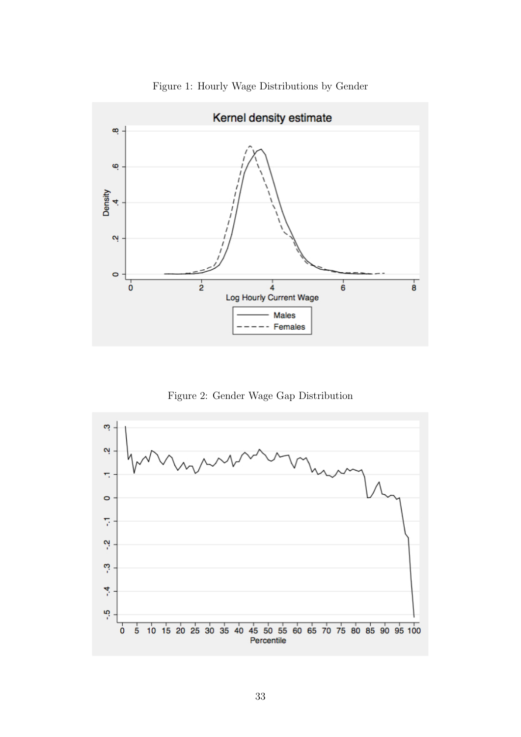Figure 1: Hourly Wage Distributions by Gender

Figure 2: Gender Wage Gap Distribution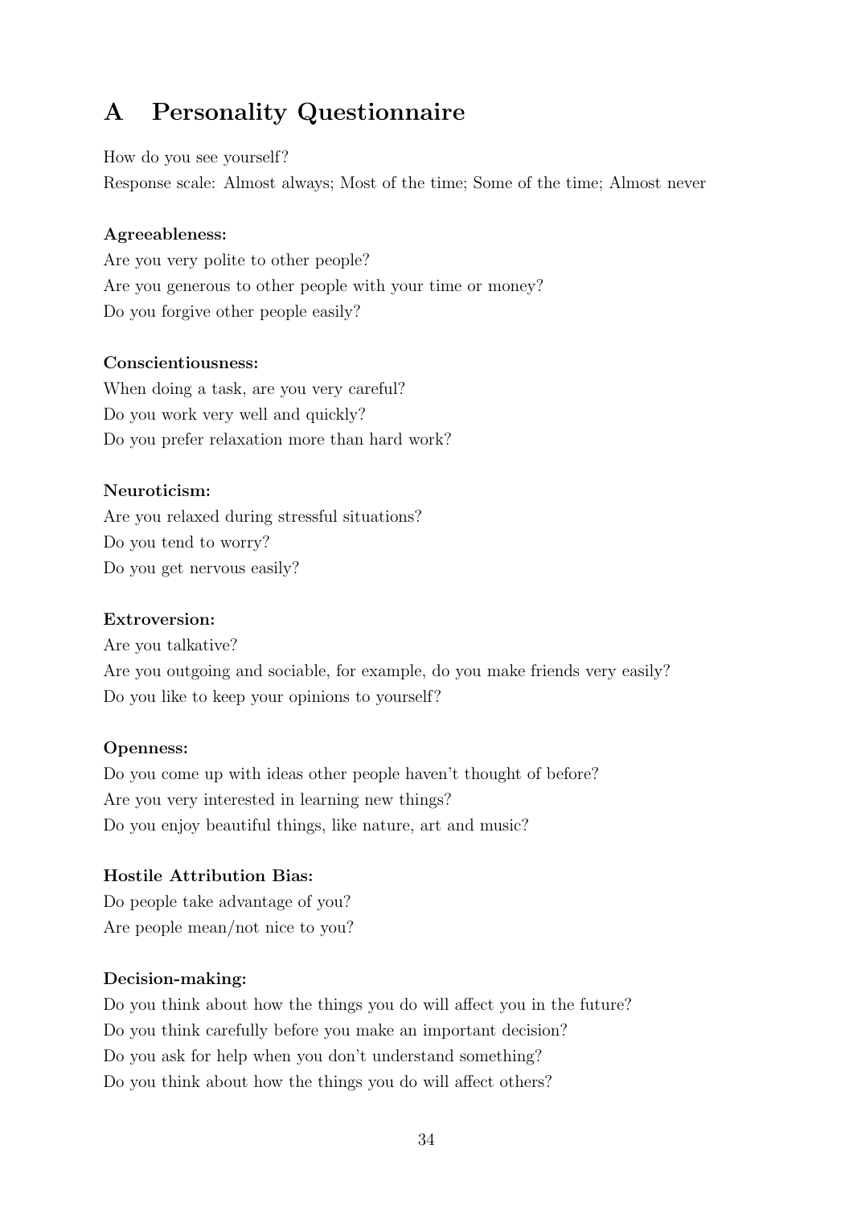# A Personality Questionnaire

How do you see yourself?

Response scale: Almost always; Most of the time; Some of the time; Almost never

**Agreeableness:**

Are you very polite to other people?

Are you generous to other people with your time or money?

Do you forgive other people easily?

**Conscientiousness:**

When doing a task, are you very careful?

Do you work very well and quickly?

Do you prefer relaxation more than hard work?

**Neuroticism:**

Are you relaxed during stressful situations?

Do you tend to worry?

Do you get nervous easily?

**Extroversion:**

Are you talkative?

Are you outgoing and sociable, for example, do you make friends very easily?

Do you like to keep your opinions to yourself?

**Openness:**

Do you come up with ideas other people haven't thought of before?

Are you very interested in learning new things?

Do you enjoy beautiful things, like nature, art and music?

**Hostile Attribution Bias:**

Do people take advantage of you?

Are people mean/not nice to you?

**Decision-making:**

Do you think about how the things you do will affect you in the future?

Do you think carefully before you make an important decision?

Do you ask for help when you don't understand something?

Do you think about how the things you do will affect others?